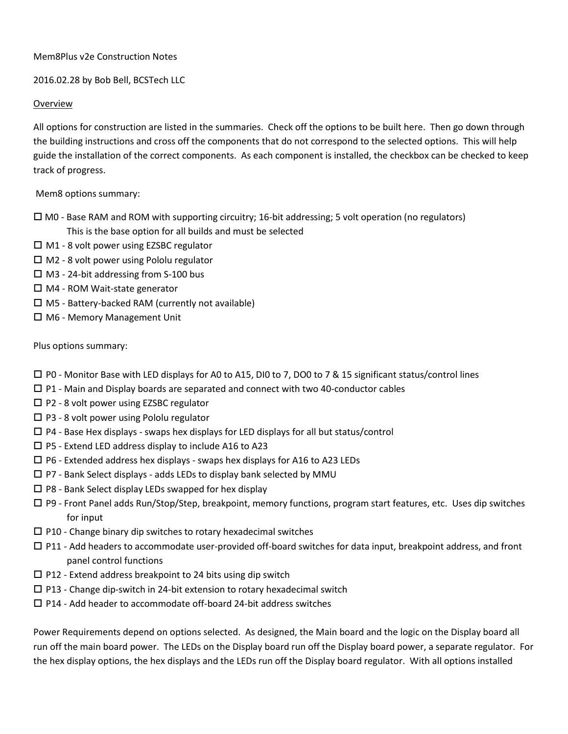Mem8Plus v2e Construction Notes

2016.02.28 by Bob Bell, BCSTech LLC

Overview

All options for construction are listed in the summaries. Check off the options to be built here. Then go down through the building instructions and cross off the components that do not correspond to the selected options. This will help guide the installation of the correct components. As each component is installed, the checkbox can be checked to keep track of progress.

Mem8 options summary:

- ☐ M0 - Base RAM and ROM with supporting circuitry; 16-bit addressing; 5 volt operation (no regulators)
  This is the base option for all builds and must be selected
- ☐ M1 - 8 volt power using EZSBC regulator
- ☐ M2 - 8 volt power using Pololu regulator
- ☐ M3 - 24-bit addressing from S-100 bus
- ☐ M4 - ROM Wait-state generator
- ☐ M5 - Battery-backed RAM (currently not available)
- ☐ M6 - Memory Management Unit

Plus options summary:

- ☐ P0 - Monitor Base with LED displays for A0 to A15, DI0 to 7, DO0 to 7 & 15 significant status/control lines
- ☐ P1 - Main and Display boards are separated and connect with two 40-conductor cables
- ☐ P2 - 8 volt power using EZSBC regulator
- ☐ P3 - 8 volt power using Pololu regulator
- ☐ P4 - Base Hex displays - swaps hex displays for LED displays for all but status/control
- ☐ P5 - Extend LED address display to include A16 to A23
- ☐ P6 - Extended address hex displays - swaps hex displays for A16 to A23 LEDs
- ☐ P7 - Bank Select displays - adds LEDs to display bank selected by MMU
- ☐ P8 - Bank Select display LEDs swapped for hex display
- ☐ P9 - Front Panel adds Run/Stop/Step, breakpoint, memory functions, program start features, etc. Uses dip switches for input
- ☐ P10 - Change binary dip switches to rotary hexadecimal switches
- ☐ P11 - Add headers to accommodate user-provided off-board switches for data input, breakpoint address, and front panel control functions
- ☐ P12 - Extend address breakpoint to 24 bits using dip switch
- ☐ P13 - Change dip-switch in 24-bit extension to rotary hexadecimal switch
- ☐ P14 - Add header to accommodate off-board 24-bit address switches

Power Requirements depend on options selected. As designed, the Main board and the logic on the Display board all run off the main board power. The LEDs on the Display board run off the Display board power, a separate regulator. For the hex display options, the hex displays and the LEDs run off the Display board regulator. With all options installed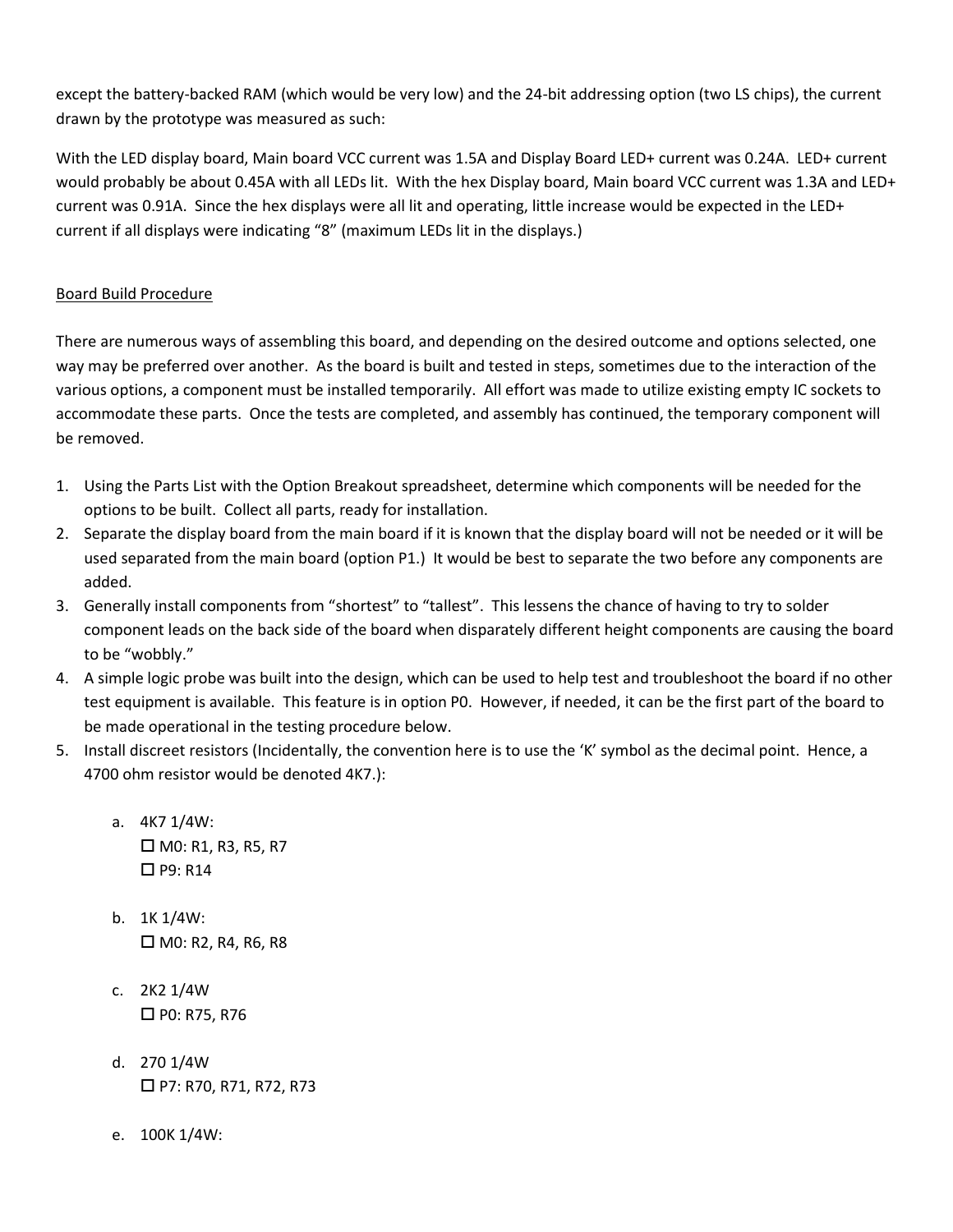except the battery-backed RAM (which would be very low) and the 24-bit addressing option (two LS chips), the current drawn by the prototype was measured as such:

With the LED display board, Main board VCC current was 1.5A and Display Board LED+ current was 0.24A. LED+ current would probably be about 0.45A with all LEDs lit. With the hex Display board, Main board VCC current was 1.3A and LED+ current was 0.91A. Since the hex displays were all lit and operating, little increase would be expected in the LED+ current if all displays were indicating "8" (maximum LEDs lit in the displays.)

Board Build Procedure

There are numerous ways of assembling this board, and depending on the desired outcome and options selected, one way may be preferred over another. As the board is built and tested in steps, sometimes due to the interaction of the various options, a component must be installed temporarily. All effort was made to utilize existing empty IC sockets to accommodate these parts. Once the tests are completed, and assembly has continued, the temporary component will be removed.

1. Using the Parts List with the Option Breakout spreadsheet, determine which components will be needed for the options to be built. Collect all parts, ready for installation.
2. Separate the display board from the main board if it is known that the display board will not be needed or it will be used separated from the main board (option P1.) It would be best to separate the two before any components are added.
3. Generally install components from "shortest" to "tallest". This lessens the chance of having to try to solder component leads on the back side of the board when disparately different height components are causing the board to be "wobbly."
4. A simple logic probe was built into the design, which can be used to help test and troubleshoot the board if no other test equipment is available. This feature is in option P0. However, if needed, it can be the first part of the board to be made operational in the testing procedure below.
5. Install discreet resistors (Incidentally, the convention here is to use the 'K' symbol as the decimal point. Hence, a 4700 ohm resistor would be denoted 4K7.):

   a. 4K7 1/4W:
      - ☐ M0: R1, R3, R5, R7
      - ☐ P9: R14

   b. 1K 1/4W:
      - ☐ M0: R2, R4, R6, R8

   c. 2K2 1/4W
      - ☐ P0: R75, R76

   d. 270 1/4W
      - ☐ P7: R70, R71, R72, R73

   e. 100K 1/4W: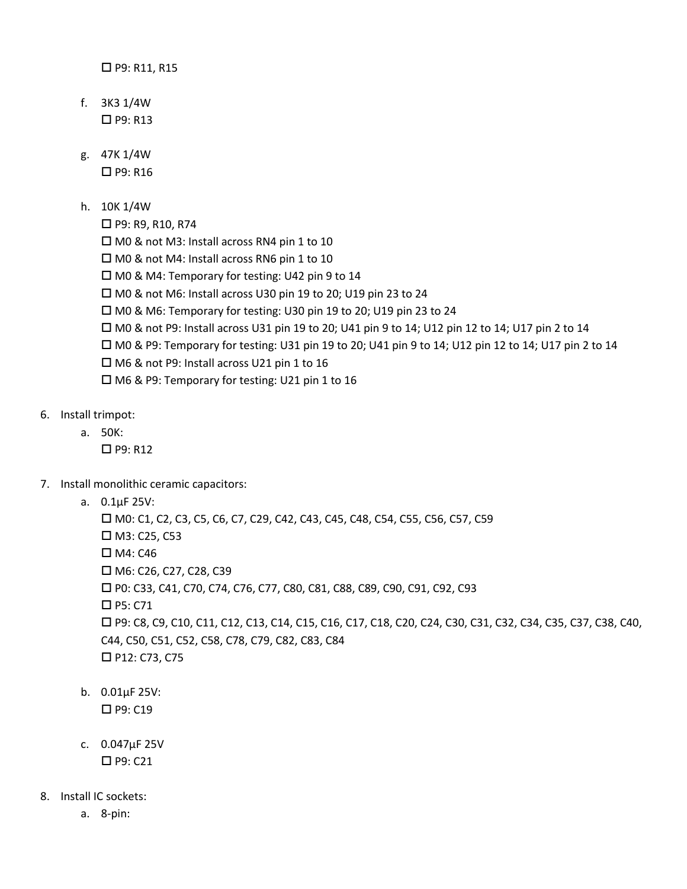☐ P9: R11, R15

f. 3K3 1/4W
   ☐ P9: R13

g. 47K 1/4W
   ☐ P9: R16

h. 10K 1/4W
   ☐ P9: R9, R10, R74
   ☐ M0 & not M3: Install across RN4 pin 1 to 10
   ☐ M0 & not M4: Install across RN6 pin 1 to 10
   ☐ M0 & M4: Temporary for testing: U42 pin 9 to 14
   ☐ M0 & not M6: Install across U30 pin 19 to 20; U19 pin 23 to 24
   ☐ M0 & M6: Temporary for testing: U30 pin 19 to 20; U19 pin 23 to 24
   ☐ M0 & not P9: Install across U31 pin 19 to 20; U41 pin 9 to 14; U12 pin 12 to 14; U17 pin 2 to 14
   ☐ M0 & P9: Temporary for testing: U31 pin 19 to 20; U41 pin 9 to 14; U12 pin 12 to 14; U17 pin 2 to 14
   ☐ M6 & not P9: Install across U21 pin 1 to 16
   ☐ M6 & P9: Temporary for testing: U21 pin 1 to 16

6. Install trimpot:
   a. 50K:
      ☐ P9: R12

7. Install monolithic ceramic capacitors:
   a. 0.1µF 25V:
      ☐ M0: C1, C2, C3, C5, C6, C7, C29, C42, C43, C45, C48, C54, C55, C56, C57, C59
      ☐ M3: C25, C53
      ☐ M4: C46
      ☐ M6: C26, C27, C28, C39
      ☐ P0: C33, C41, C70, C74, C76, C77, C80, C81, C88, C89, C90, C91, C92, C93
      ☐ P5: C71
      ☐ P9: C8, C9, C10, C11, C12, C13, C14, C15, C16, C17, C18, C20, C24, C30, C31, C32, C34, C35, C37, C38, C40, C44, C50, C51, C52, C58, C78, C79, C82, C83, C84
      ☐ P12: C73, C75

   b. 0.01µF 25V:
      ☐ P9: C19

   c. 0.047µF 25V
      ☐ P9: C21

8. Install IC sockets:
   a. 8-pin: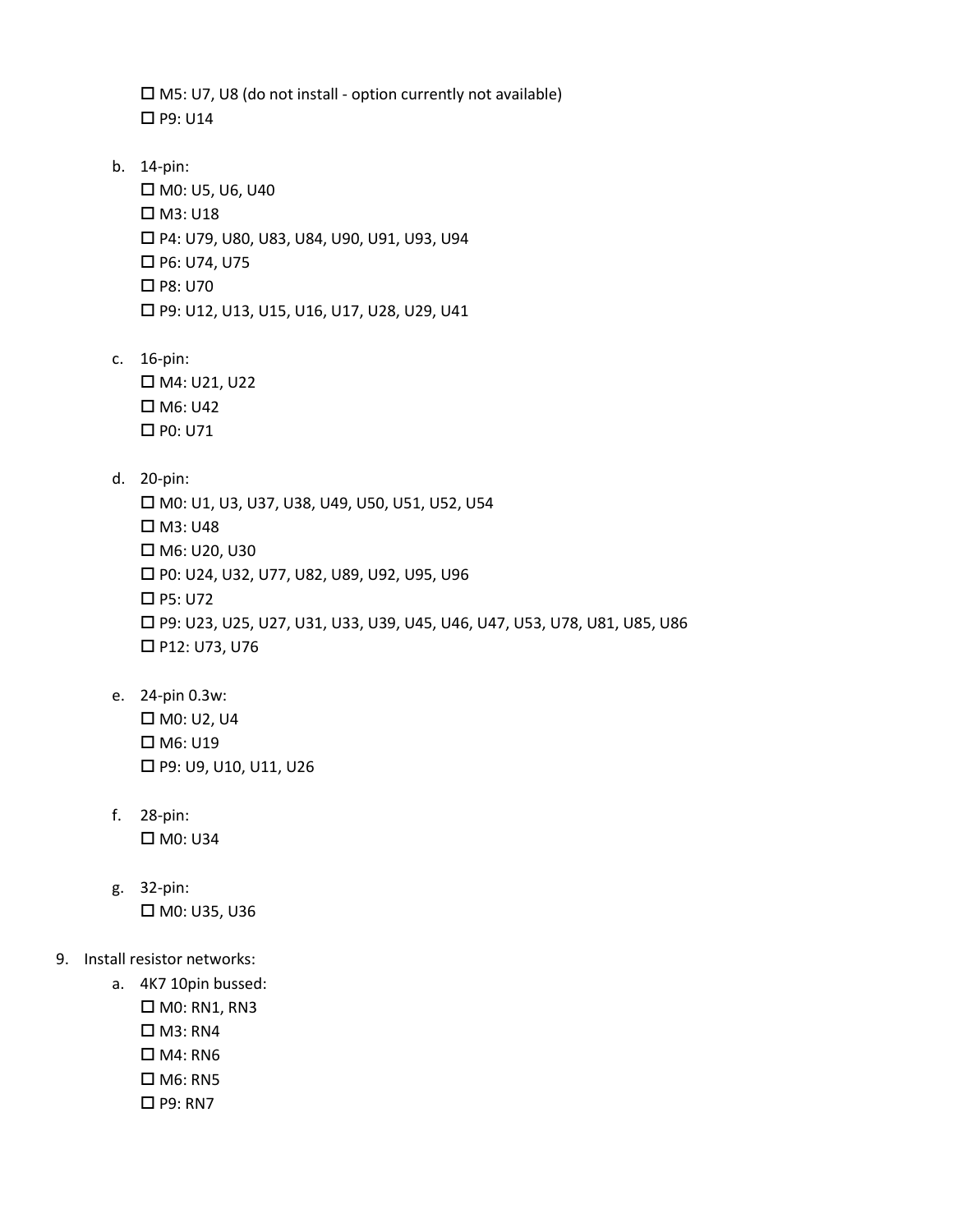- ☐ M5: U7, U8 (do not install - option currently not available)
- ☐ P9: U14

b. 14-pin:
- ☐ M0: U5, U6, U40
- ☐ M3: U18
- ☐ P4: U79, U80, U83, U84, U90, U91, U93, U94
- ☐ P6: U74, U75
- ☐ P8: U70
- ☐ P9: U12, U13, U15, U16, U17, U28, U29, U41

c. 16-pin:
- ☐ M4: U21, U22
- ☐ M6: U42
- ☐ P0: U71

d. 20-pin:
- ☐ M0: U1, U3, U37, U38, U49, U50, U51, U52, U54
- ☐ M3: U48
- ☐ M6: U20, U30
- ☐ P0: U24, U32, U77, U82, U89, U92, U95, U96
- ☐ P5: U72
- ☐ P9: U23, U25, U27, U31, U33, U39, U45, U46, U47, U53, U78, U81, U85, U86
- ☐ P12: U73, U76

e. 24-pin 0.3w:
- ☐ M0: U2, U4
- ☐ M6: U19
- ☐ P9: U9, U10, U11, U26

f. 28-pin:
- ☐ M0: U34

g. 32-pin:
- ☐ M0: U35, U36

9. Install resistor networks:

a. 4K7 10pin bussed:
- ☐ M0: RN1, RN3
- ☐ M3: RN4
- ☐ M4: RN6
- ☐ M6: RN5
- ☐ P9: RN7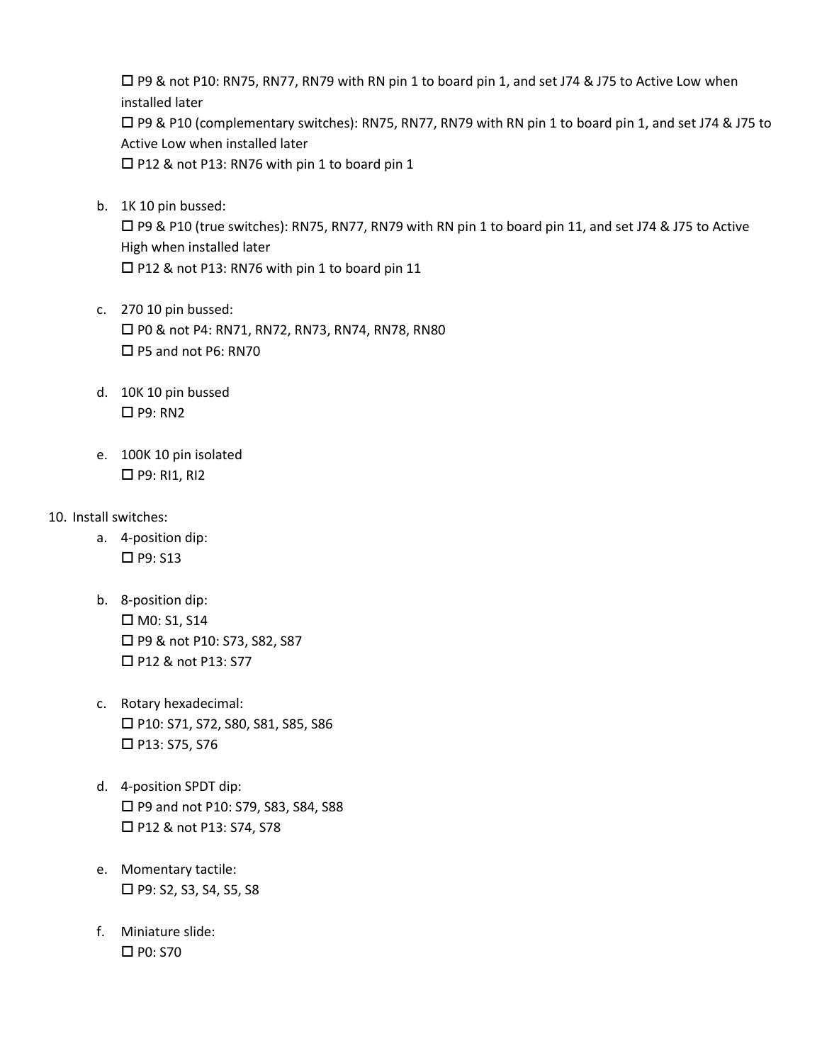☐ P9 & not P10: RN75, RN77, RN79 with RN pin 1 to board pin 1, and set J74 & J75 to Active Low when installed later
☐ P9 & P10 (complementary switches): RN75, RN77, RN79 with RN pin 1 to board pin 1, and set J74 & J75 to Active Low when installed later
☐ P12 & not P13: RN76 with pin 1 to board pin 1

b. 1K 10 pin bussed:
☐ P9 & P10 (true switches): RN75, RN77, RN79 with RN pin 1 to board pin 11, and set J74 & J75 to Active High when installed later
☐ P12 & not P13: RN76 with pin 1 to board pin 11

c. 270 10 pin bussed:
☐ P0 & not P4: RN71, RN72, RN73, RN74, RN78, RN80
☐ P5 and not P6: RN70

d. 10K 10 pin bussed
☐ P9: RN2

e. 100K 10 pin isolated
☐ P9: RI1, RI2

10. Install switches:
    a. 4-position dip:
    ☐ P9: S13

    b. 8-position dip:
    ☐ M0: S1, S14
    ☐ P9 & not P10: S73, S82, S87
    ☐ P12 & not P13: S77

    c. Rotary hexadecimal:
    ☐ P10: S71, S72, S80, S81, S85, S86
    ☐ P13: S75, S76

    d. 4-position SPDT dip:
    ☐ P9 and not P10: S79, S83, S84, S88
    ☐ P12 & not P13: S74, S78

    e. Momentary tactile:
    ☐ P9: S2, S3, S4, S5, S8

    f. Miniature slide:
    ☐ P0: S70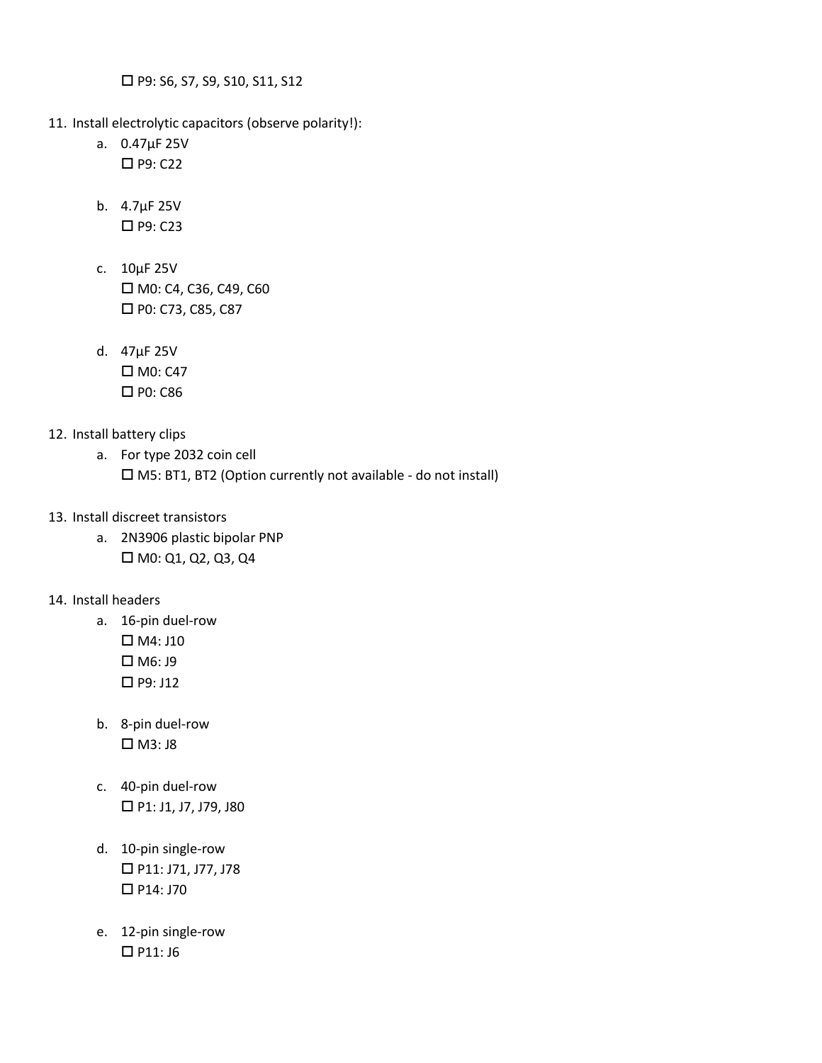☐ P9: S6, S7, S9, S10, S11, S12

11. Install electrolytic capacitors (observe polarity!):
    a. 0.47µF 25V
       ☐ P9: C22

    b. 4.7µF 25V
       ☐ P9: C23

    c. 10µF 25V
       ☐ M0: C4, C36, C49, C60
       ☐ P0: C73, C85, C87

    d. 47µF 25V
       ☐ M0: C47
       ☐ P0: C86

12. Install battery clips
    a. For type 2032 coin cell
       ☐ M5: BT1, BT2 (Option currently not available - do not install)

13. Install discreet transistors
    a. 2N3906 plastic bipolar PNP
       ☐ M0: Q1, Q2, Q3, Q4

14. Install headers
    a. 16-pin duel-row
       ☐ M4: J10
       ☐ M6: J9
       ☐ P9: J12

    b. 8-pin duel-row
       ☐ M3: J8

    c. 40-pin duel-row
       ☐ P1: J1, J7, J79, J80

    d. 10-pin single-row
       ☐ P11: J71, J77, J78
       ☐ P14: J70

    e. 12-pin single-row
       ☐ P11: J6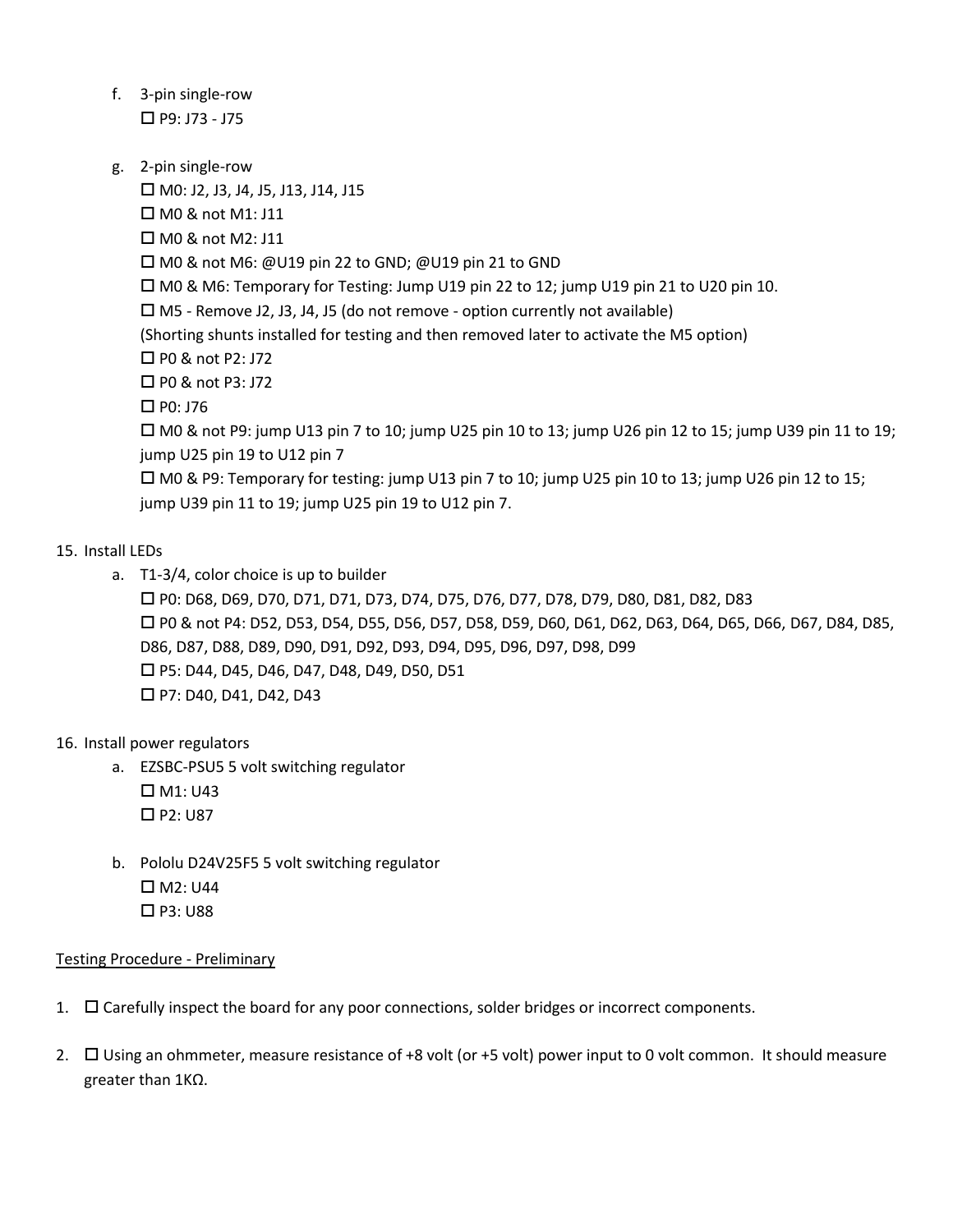f. 3-pin single-row
   - ☐ P9: J73 - J75

g. 2-pin single-row
   - ☐ M0: J2, J3, J4, J5, J13, J14, J15
   - ☐ M0 & not M1: J11
   - ☐ M0 & not M2: J11
   - ☐ M0 & not M6: @U19 pin 22 to GND; @U19 pin 21 to GND
   - ☐ M0 & M6: Temporary for Testing: Jump U19 pin 22 to 12; jump U19 pin 21 to U20 pin 10.
   - ☐ M5 - Remove J2, J3, J4, J5 (do not remove - option currently not available)
     (Shorting shunts installed for testing and then removed later to activate the M5 option)
   - ☐ P0 & not P2: J72
   - ☐ P0 & not P3: J72
   - ☐ P0: J76
   - ☐ M0 & not P9: jump U13 pin 7 to 10; jump U25 pin 10 to 13; jump U26 pin 12 to 15; jump U39 pin 11 to 19; jump U25 pin 19 to U12 pin 7
   - ☐ M0 & P9: Temporary for testing: jump U13 pin 7 to 10; jump U25 pin 10 to 13; jump U26 pin 12 to 15; jump U39 pin 11 to 19; jump U25 pin 19 to U12 pin 7.

15. Install LEDs
    a. T1-3/4, color choice is up to builder
       - ☐ P0: D68, D69, D70, D71, D71, D73, D74, D75, D76, D77, D78, D79, D80, D81, D82, D83
       - ☐ P0 & not P4: D52, D53, D54, D55, D56, D57, D58, D59, D60, D61, D62, D63, D64, D65, D66, D67, D84, D85, D86, D87, D88, D89, D90, D91, D92, D93, D94, D95, D96, D97, D98, D99
       - ☐ P5: D44, D45, D46, D47, D48, D49, D50, D51
       - ☐ P7: D40, D41, D42, D43

16. Install power regulators
    a. EZSBC-PSU5 5 volt switching regulator
       - ☐ M1: U43
       - ☐ P2: U87

    b. Pololu D24V25F5 5 volt switching regulator
       - ☐ M2: U44
       - ☐ P3: U88

<u>Testing Procedure - Preliminary</u>

1. ☐ Carefully inspect the board for any poor connections, solder bridges or incorrect components.

2. ☐ Using an ohmmeter, measure resistance of +8 volt (or +5 volt) power input to 0 volt common. It should measure greater than 1KΩ.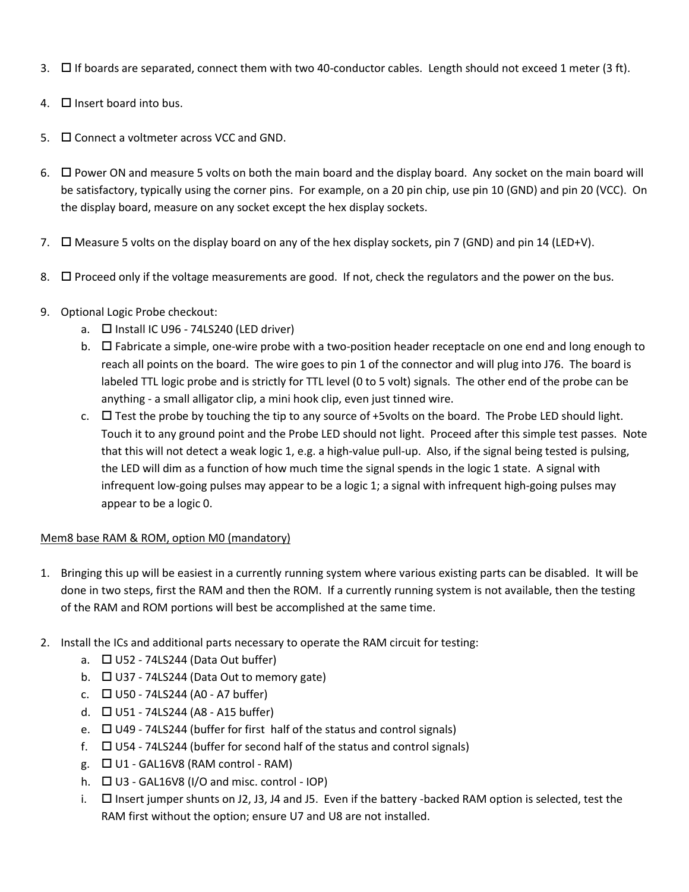3. ☐ If boards are separated, connect them with two 40-conductor cables. Length should not exceed 1 meter (3 ft).

4. ☐ Insert board into bus.

5. ☐ Connect a voltmeter across VCC and GND.

6. ☐ Power ON and measure 5 volts on both the main board and the display board. Any socket on the main board will be satisfactory, typically using the corner pins. For example, on a 20 pin chip, use pin 10 (GND) and pin 20 (VCC). On the display board, measure on any socket except the hex display sockets.

7. ☐ Measure 5 volts on the display board on any of the hex display sockets, pin 7 (GND) and pin 14 (LED+V).

8. ☐ Proceed only if the voltage measurements are good. If not, check the regulators and the power on the bus.

9. Optional Logic Probe checkout:
   a. ☐ Install IC U96 - 74LS240 (LED driver)
   b. ☐ Fabricate a simple, one-wire probe with a two-position header receptacle on one end and long enough to reach all points on the board. The wire goes to pin 1 of the connector and will plug into J76. The board is labeled TTL logic probe and is strictly for TTL level (0 to 5 volt) signals. The other end of the probe can be anything - a small alligator clip, a mini hook clip, even just tinned wire.
   c. ☐ Test the probe by touching the tip to any source of +5volts on the board. The Probe LED should light. Touch it to any ground point and the Probe LED should not light. Proceed after this simple test passes. Note that this will not detect a weak logic 1, e.g. a high-value pull-up. Also, if the signal being tested is pulsing, the LED will dim as a function of how much time the signal spends in the logic 1 state. A signal with infrequent low-going pulses may appear to be a logic 1; a signal with infrequent high-going pulses may appear to be a logic 0.

<u>Mem8 base RAM & ROM, option M0 (mandatory)</u>

1. Bringing this up will be easiest in a currently running system where various existing parts can be disabled. It will be done in two steps, first the RAM and then the ROM. If a currently running system is not available, then the testing of the RAM and ROM portions will best be accomplished at the same time.

2. Install the ICs and additional parts necessary to operate the RAM circuit for testing:
   a. ☐ U52 - 74LS244 (Data Out buffer)
   b. ☐ U37 - 74LS244 (Data Out to memory gate)
   c. ☐ U50 - 74LS244 (A0 - A7 buffer)
   d. ☐ U51 - 74LS244 (A8 - A15 buffer)
   e. ☐ U49 - 74LS244 (buffer for first half of the status and control signals)
   f. ☐ U54 - 74LS244 (buffer for second half of the status and control signals)
   g. ☐ U1 - GAL16V8 (RAM control - RAM)
   h. ☐ U3 - GAL16V8 (I/O and misc. control - IOP)
   i. ☐ Insert jumper shunts on J2, J3, J4 and J5. Even if the battery -backed RAM option is selected, test the RAM first without the option; ensure U7 and U8 are not installed.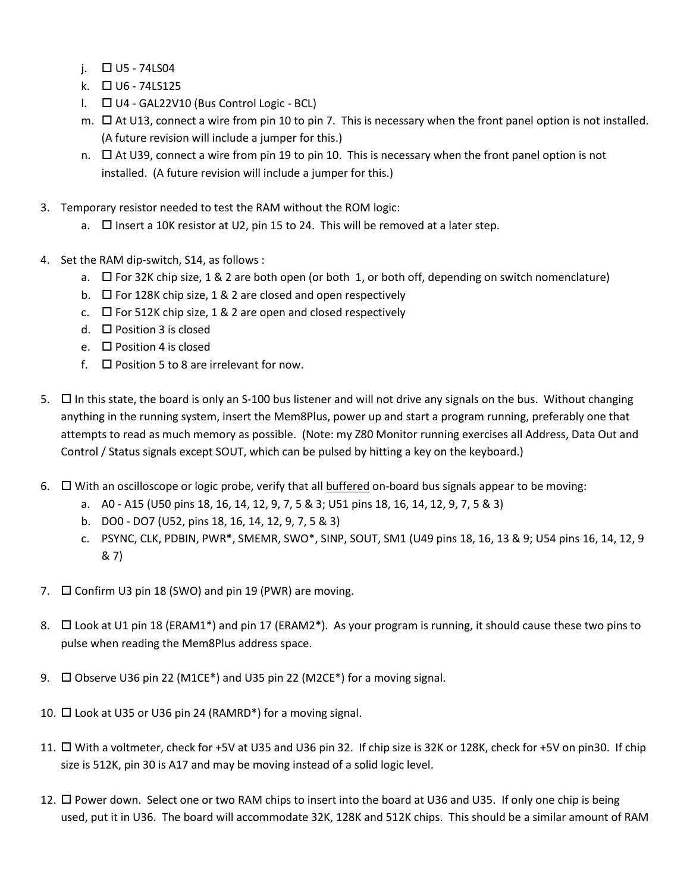j. ☐ U5 - 74LS04
k. ☐ U6 - 74LS125
l. ☐ U4 - GAL22V10 (Bus Control Logic - BCL)
m. ☐ At U13, connect a wire from pin 10 to pin 7. This is necessary when the front panel option is not installed. (A future revision will include a jumper for this.)
n. ☐ At U39, connect a wire from pin 19 to pin 10. This is necessary when the front panel option is not installed. (A future revision will include a jumper for this.)

3. Temporary resistor needed to test the RAM without the ROM logic:
   a. ☐ Insert a 10K resistor at U2, pin 15 to 24. This will be removed at a later step.

4. Set the RAM dip-switch, S14, as follows :
   a. ☐ For 32K chip size, 1 & 2 are both open (or both 1, or both off, depending on switch nomenclature)
   b. ☐ For 128K chip size, 1 & 2 are closed and open respectively
   c. ☐ For 512K chip size, 1 & 2 are open and closed respectively
   d. ☐ Position 3 is closed
   e. ☐ Position 4 is closed
   f. ☐ Position 5 to 8 are irrelevant for now.

5. ☐ In this state, the board is only an S-100 bus listener and will not drive any signals on the bus. Without changing anything in the running system, insert the Mem8Plus, power up and start a program running, preferably one that attempts to read as much memory as possible. (Note: my Z80 Monitor running exercises all Address, Data Out and Control / Status signals except SOUT, which can be pulsed by hitting a key on the keyboard.)

6. ☐ With an oscilloscope or logic probe, verify that all <u>buffered</u> on-board bus signals appear to be moving:
   a. A0 - A15 (U50 pins 18, 16, 14, 12, 9, 7, 5 & 3; U51 pins 18, 16, 14, 12, 9, 7, 5 & 3)
   b. DO0 - DO7 (U52, pins 18, 16, 14, 12, 9, 7, 5 & 3)
   c. PSYNC, CLK, PDBIN, PWR*, SMEMR, SWO*, SINP, SOUT, SM1 (U49 pins 18, 16, 13 & 9; U54 pins 16, 14, 12, 9 & 7)

7. ☐ Confirm U3 pin 18 (SWO) and pin 19 (PWR) are moving.

8. ☐ Look at U1 pin 18 (ERAM1*) and pin 17 (ERAM2*). As your program is running, it should cause these two pins to pulse when reading the Mem8Plus address space.

9. ☐ Observe U36 pin 22 (M1CE*) and U35 pin 22 (M2CE*) for a moving signal.

10. ☐ Look at U35 or U36 pin 24 (RAMRD*) for a moving signal.

11. ☐ With a voltmeter, check for +5V at U35 and U36 pin 32. If chip size is 32K or 128K, check for +5V on pin30. If chip size is 512K, pin 30 is A17 and may be moving instead of a solid logic level.

12. ☐ Power down. Select one or two RAM chips to insert into the board at U36 and U35. If only one chip is being used, put it in U36. The board will accommodate 32K, 128K and 512K chips. This should be a similar amount of RAM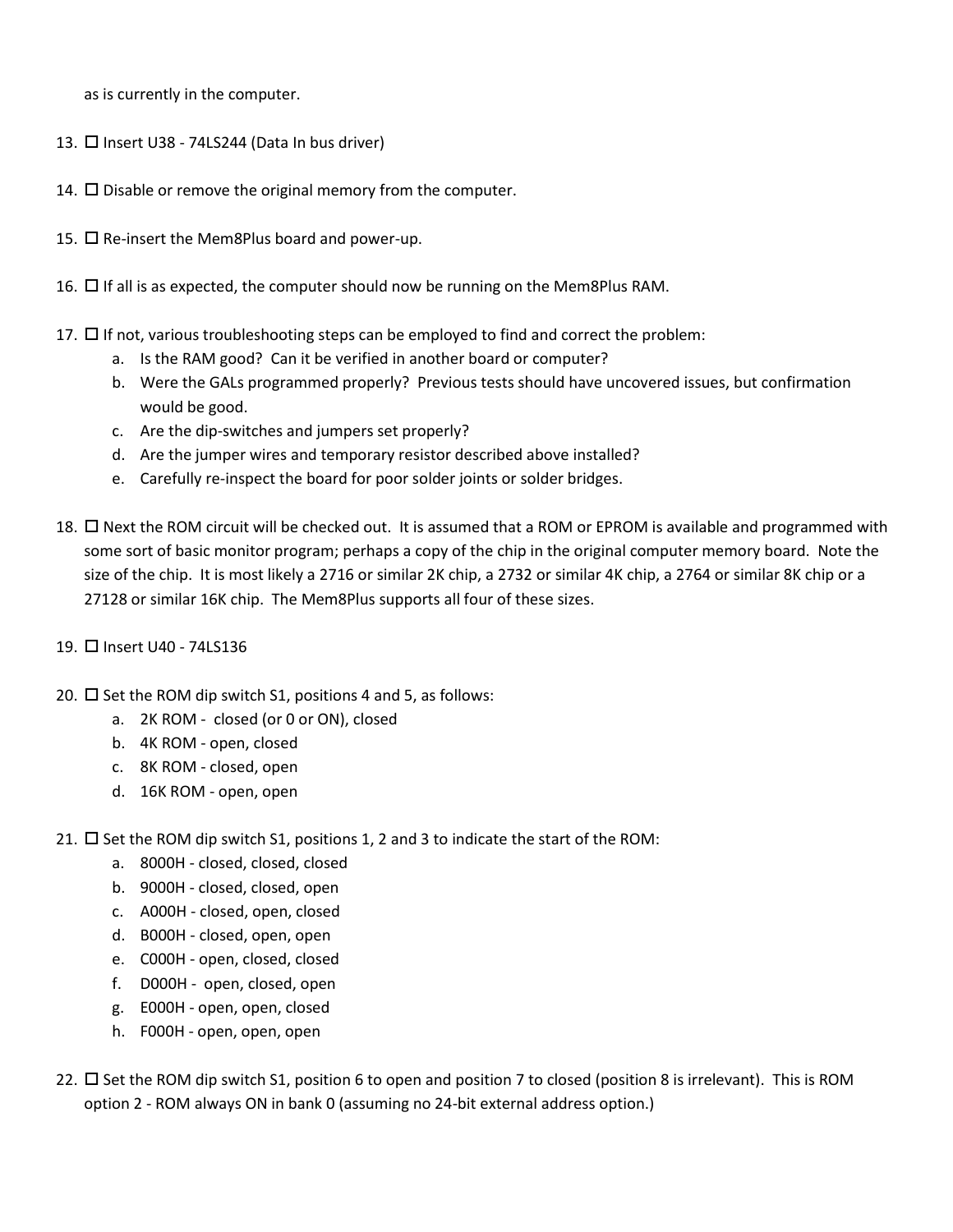as is currently in the computer.

13. ☐ Insert U38 - 74LS244 (Data In bus driver)

14. ☐ Disable or remove the original memory from the computer.

15. ☐ Re-insert the Mem8Plus board and power-up.

16. ☐ If all is as expected, the computer should now be running on the Mem8Plus RAM.

17. ☐ If not, various troubleshooting steps can be employed to find and correct the problem:
    a. Is the RAM good? Can it be verified in another board or computer?
    b. Were the GALs programmed properly? Previous tests should have uncovered issues, but confirmation would be good.
    c. Are the dip-switches and jumpers set properly?
    d. Are the jumper wires and temporary resistor described above installed?
    e. Carefully re-inspect the board for poor solder joints or solder bridges.

18. ☐ Next the ROM circuit will be checked out. It is assumed that a ROM or EPROM is available and programmed with some sort of basic monitor program; perhaps a copy of the chip in the original computer memory board. Note the size of the chip. It is most likely a 2716 or similar 2K chip, a 2732 or similar 4K chip, a 2764 or similar 8K chip or a 27128 or similar 16K chip. The Mem8Plus supports all four of these sizes.

19. ☐ Insert U40 - 74LS136

20. ☐ Set the ROM dip switch S1, positions 4 and 5, as follows:
    a. 2K ROM - closed (or 0 or ON), closed
    b. 4K ROM - open, closed
    c. 8K ROM - closed, open
    d. 16K ROM - open, open

21. ☐ Set the ROM dip switch S1, positions 1, 2 and 3 to indicate the start of the ROM:
    a. 8000H - closed, closed, closed
    b. 9000H - closed, closed, open
    c. A000H - closed, open, closed
    d. B000H - closed, open, open
    e. C000H - open, closed, closed
    f. D000H - open, closed, open
    g. E000H - open, open, closed
    h. F000H - open, open, open

22. ☐ Set the ROM dip switch S1, position 6 to open and position 7 to closed (position 8 is irrelevant). This is ROM option 2 - ROM always ON in bank 0 (assuming no 24-bit external address option.)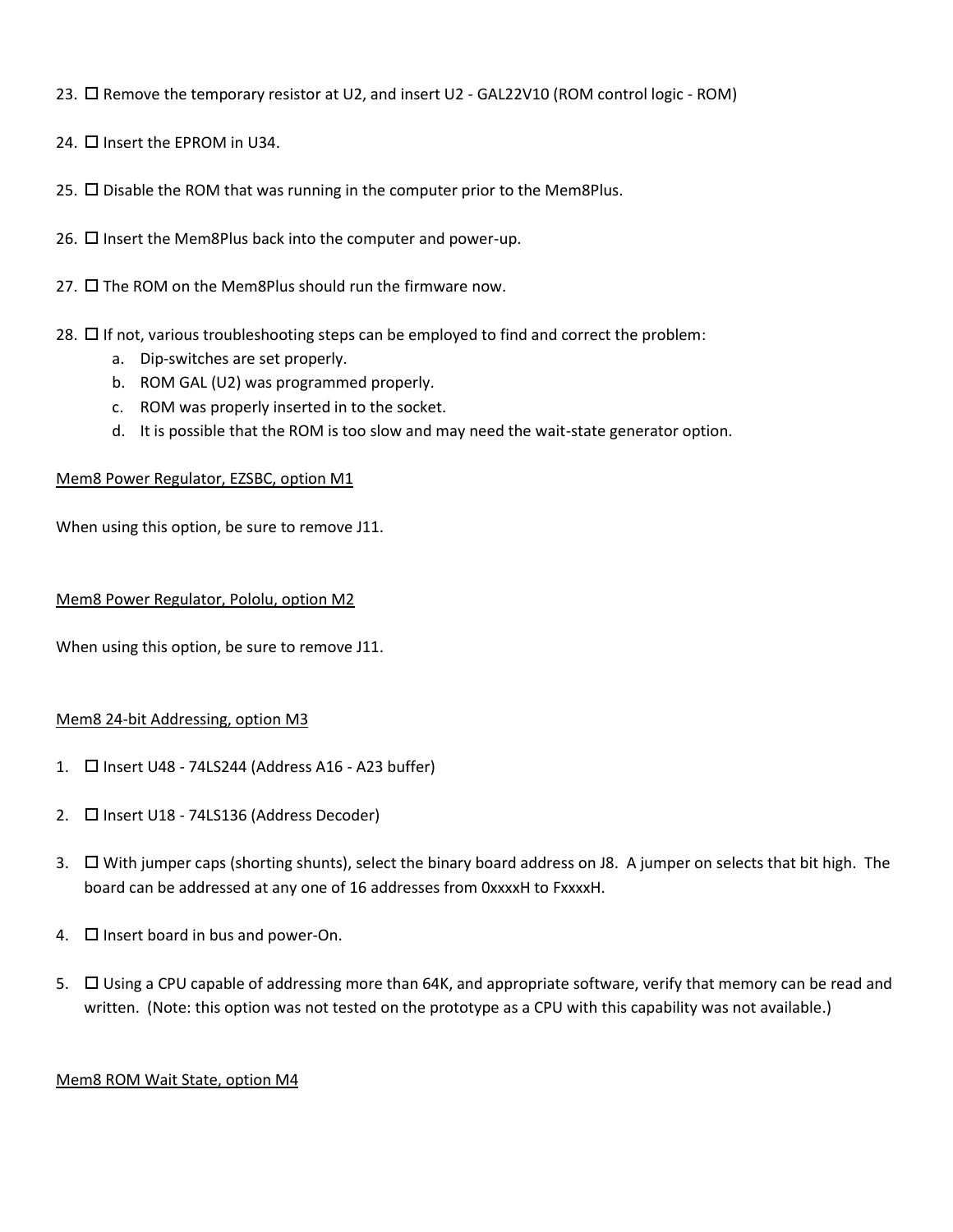23. ☐ Remove the temporary resistor at U2, and insert U2 - GAL22V10 (ROM control logic - ROM)

24. ☐ Insert the EPROM in U34.

25. ☐ Disable the ROM that was running in the computer prior to the Mem8Plus.

26. ☐ Insert the Mem8Plus back into the computer and power-up.

27. ☐ The ROM on the Mem8Plus should run the firmware now.

28. ☐ If not, various troubleshooting steps can be employed to find and correct the problem:
    a. Dip-switches are set properly.
    b. ROM GAL (U2) was programmed properly.
    c. ROM was properly inserted in to the socket.
    d. It is possible that the ROM is too slow and may need the wait-state generator option.

<u>Mem8 Power Regulator, EZSBC, option M1</u>

When using this option, be sure to remove J11.

<u>Mem8 Power Regulator, Pololu, option M2</u>

When using this option, be sure to remove J11.

<u>Mem8 24-bit Addressing, option M3</u>

1. ☐ Insert U48 - 74LS244 (Address A16 - A23 buffer)

2. ☐ Insert U18 - 74LS136 (Address Decoder)

3. ☐ With jumper caps (shorting shunts), select the binary board address on J8. A jumper on selects that bit high. The board can be addressed at any one of 16 addresses from 0xxxxH to FxxxxH.

4. ☐ Insert board in bus and power-On.

5. ☐ Using a CPU capable of addressing more than 64K, and appropriate software, verify that memory can be read and written. (Note: this option was not tested on the prototype as a CPU with this capability was not available.)

<u>Mem8 ROM Wait State, option M4</u>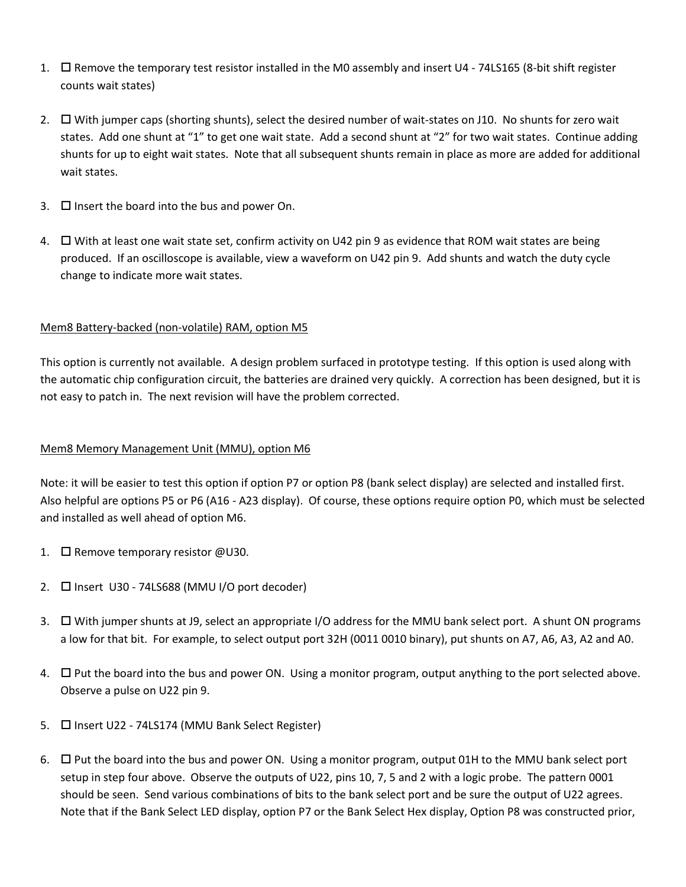1. ☐ Remove the temporary test resistor installed in the M0 assembly and insert U4 - 74LS165 (8-bit shift register counts wait states)

2. ☐ With jumper caps (shorting shunts), select the desired number of wait-states on J10. No shunts for zero wait states. Add one shunt at "1" to get one wait state. Add a second shunt at "2" for two wait states. Continue adding shunts for up to eight wait states. Note that all subsequent shunts remain in place as more are added for additional wait states.

3. ☐ Insert the board into the bus and power On.

4. ☐ With at least one wait state set, confirm activity on U42 pin 9 as evidence that ROM wait states are being produced. If an oscilloscope is available, view a waveform on U42 pin 9. Add shunts and watch the duty cycle change to indicate more wait states.

<u>Mem8 Battery-backed (non-volatile) RAM, option M5</u>

This option is currently not available. A design problem surfaced in prototype testing. If this option is used along with the automatic chip configuration circuit, the batteries are drained very quickly. A correction has been designed, but it is not easy to patch in. The next revision will have the problem corrected.

<u>Mem8 Memory Management Unit (MMU), option M6</u>

Note: it will be easier to test this option if option P7 or option P8 (bank select display) are selected and installed first. Also helpful are options P5 or P6 (A16 - A23 display). Of course, these options require option P0, which must be selected and installed as well ahead of option M6.

1. ☐ Remove temporary resistor @U30.

2. ☐ Insert U30 - 74LS688 (MMU I/O port decoder)

3. ☐ With jumper shunts at J9, select an appropriate I/O address for the MMU bank select port. A shunt ON programs a low for that bit. For example, to select output port 32H (0011 0010 binary), put shunts on A7, A6, A3, A2 and A0.

4. ☐ Put the board into the bus and power ON. Using a monitor program, output anything to the port selected above. Observe a pulse on U22 pin 9.

5. ☐ Insert U22 - 74LS174 (MMU Bank Select Register)

6. ☐ Put the board into the bus and power ON. Using a monitor program, output 01H to the MMU bank select port setup in step four above. Observe the outputs of U22, pins 10, 7, 5 and 2 with a logic probe. The pattern 0001 should be seen. Send various combinations of bits to the bank select port and be sure the output of U22 agrees. Note that if the Bank Select LED display, option P7 or the Bank Select Hex display, Option P8 was constructed prior,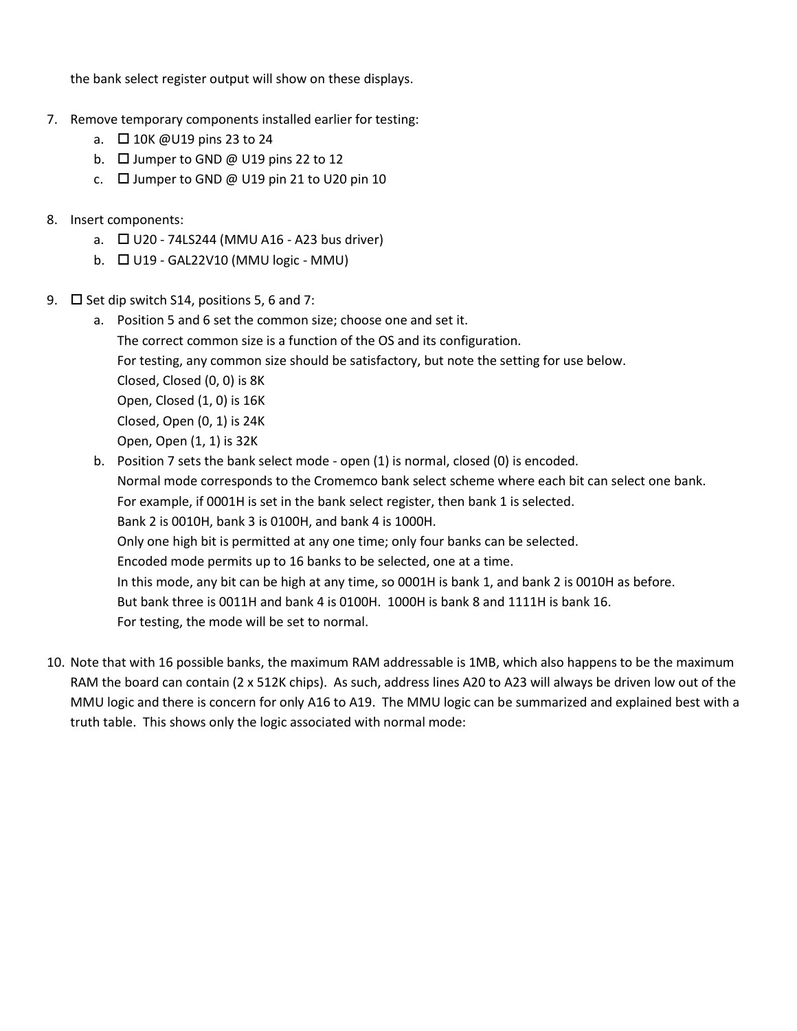the bank select register output will show on these displays.

7. Remove temporary components installed earlier for testing:
   a. ☐ 10K @U19 pins 23 to 24
   b. ☐ Jumper to GND @ U19 pins 22 to 12
   c. ☐ Jumper to GND @ U19 pin 21 to U20 pin 10

8. Insert components:
   a. ☐ U20 - 74LS244 (MMU A16 - A23 bus driver)
   b. ☐ U19 - GAL22V10 (MMU logic - MMU)

9. ☐ Set dip switch S14, positions 5, 6 and 7:
   a. Position 5 and 6 set the common size; choose one and set it.
      The correct common size is a function of the OS and its configuration.
      For testing, any common size should be satisfactory, but note the setting for use below.
      Closed, Closed (0, 0) is 8K
      Open, Closed (1, 0) is 16K
      Closed, Open (0, 1) is 24K
      Open, Open (1, 1) is 32K
   b. Position 7 sets the bank select mode - open (1) is normal, closed (0) is encoded.
      Normal mode corresponds to the Cromemco bank select scheme where each bit can select one bank.
      For example, if 0001H is set in the bank select register, then bank 1 is selected.
      Bank 2 is 0010H, bank 3 is 0100H, and bank 4 is 1000H.
      Only one high bit is permitted at any one time; only four banks can be selected.
      Encoded mode permits up to 16 banks to be selected, one at a time.
      In this mode, any bit can be high at any time, so 0001H is bank 1, and bank 2 is 0010H as before.
      But bank three is 0011H and bank 4 is 0100H. 1000H is bank 8 and 1111H is bank 16.
      For testing, the mode will be set to normal.

10. Note that with 16 possible banks, the maximum RAM addressable is 1MB, which also happens to be the maximum RAM the board can contain (2 x 512K chips). As such, address lines A20 to A23 will always be driven low out of the MMU logic and there is concern for only A16 to A19. The MMU logic can be summarized and explained best with a truth table. This shows only the logic associated with normal mode: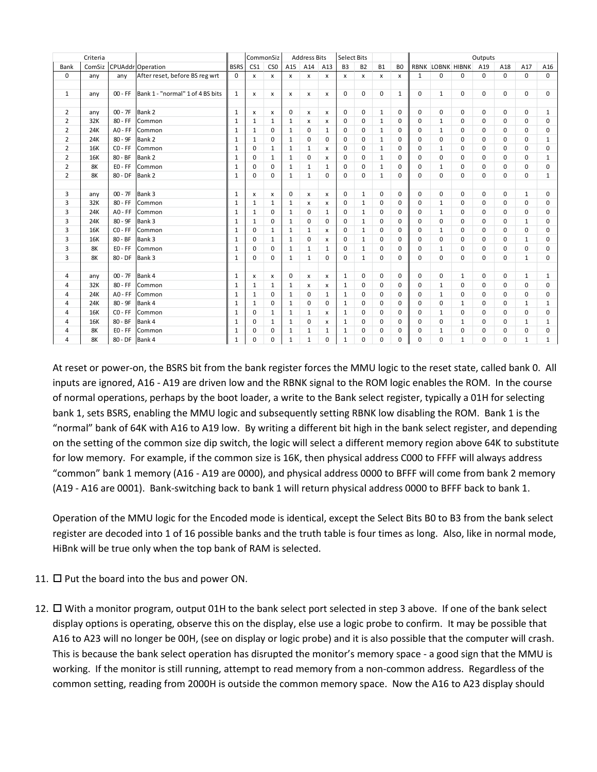| Criteria | | | | | CommonSiz | | Address Bits | | | Select Bits | | | | Outputs | | | | | | |
|---|---|---|---|---|---|---|---|---|---|---|---|---|---|---|---|---|---|---|---|---|
| Bank | ComSiz | CPUAddr | Operation | BSRS | CS1 | CS0 | A15 | A14 | A13 | B3 | B2 | B1 | B0 | RBNK | LOBNK | HIBNK | A19 | A18 | A17 | A16 |
| 0 | any | any | After reset, before BS reg wrt | 0 | x | x | x | x | x | x | x | x | x | 1 | 0 | 0 | 0 | 0 | 0 | 0 |
| | | | | | | | | | | | | | | | | | | | | |
| 1 | any | 00 - FF | Bank 1 - "normal" 1 of 4 BS bits | 1 | x | x | x | x | x | 0 | 0 | 0 | 1 | 0 | 1 | 0 | 0 | 0 | 0 | 0 |
| | | | | | | | | | | | | | | | | | | | | |
| 2 | any | 00 - 7F | Bank 2 | 1 | x | x | 0 | x | x | 0 | 0 | 1 | 0 | 0 | 0 | 0 | 0 | 0 | 0 | 1 |
| 2 | 32K | 80 - FF | Common | 1 | 1 | 1 | 1 | x | x | 0 | 0 | 1 | 0 | 0 | 1 | 0 | 0 | 0 | 0 | 0 |
| 2 | 24K | A0 - FF | Common | 1 | 1 | 0 | 1 | 0 | 1 | 0 | 0 | 1 | 0 | 0 | 1 | 0 | 0 | 0 | 0 | 0 |
| 2 | 24K | 80 - 9F | Bank 2 | 1 | 1 | 0 | 1 | 0 | 0 | 0 | 0 | 1 | 0 | 0 | 0 | 0 | 0 | 0 | 0 | 1 |
| 2 | 16K | C0 - FF | Common | 1 | 0 | 1 | 1 | 1 | x | 0 | 0 | 1 | 0 | 0 | 1 | 0 | 0 | 0 | 0 | 0 |
| 2 | 16K | 80 - BF | Bank 2 | 1 | 0 | 1 | 1 | 0 | x | 0 | 0 | 1 | 0 | 0 | 0 | 0 | 0 | 0 | 0 | 1 |
| 2 | 8K | E0 - FF | Common | 1 | 0 | 0 | 1 | 1 | 1 | 0 | 0 | 1 | 0 | 0 | 1 | 0 | 0 | 0 | 0 | 0 |
| 2 | 8K | 80 - DF | Bank 2 | 1 | 0 | 0 | 1 | 1 | 0 | 0 | 0 | 1 | 0 | 0 | 0 | 0 | 0 | 0 | 0 | 1 |
| | | | | | | | | | | | | | | | | | | | | |
| 3 | any | 00 - 7F | Bank 3 | 1 | x | x | 0 | x | x | 0 | 1 | 0 | 0 | 0 | 0 | 0 | 0 | 0 | 1 | 0 |
| 3 | 32K | 80 - FF | Common | 1 | 1 | 1 | 1 | x | x | 0 | 1 | 0 | 0 | 0 | 1 | 0 | 0 | 0 | 0 | 0 |
| 3 | 24K | A0 - FF | Common | 1 | 1 | 0 | 1 | 0 | 1 | 0 | 1 | 0 | 0 | 0 | 1 | 0 | 0 | 0 | 0 | 0 |
| 3 | 24K | 80 - 9F | Bank 3 | 1 | 1 | 0 | 1 | 0 | 0 | 0 | 1 | 0 | 0 | 0 | 0 | 0 | 0 | 0 | 1 | 0 |
| 3 | 16K | C0 - FF | Common | 1 | 0 | 1 | 1 | 1 | x | 0 | 1 | 0 | 0 | 0 | 1 | 0 | 0 | 0 | 0 | 0 |
| 3 | 16K | 80 - BF | Bank 3 | 1 | 0 | 1 | 1 | 0 | x | 0 | 1 | 0 | 0 | 0 | 0 | 0 | 0 | 0 | 1 | 0 |
| 3 | 8K | E0 - FF | Common | 1 | 0 | 0 | 1 | 1 | 1 | 0 | 1 | 0 | 0 | 0 | 1 | 0 | 0 | 0 | 0 | 0 |
| 3 | 8K | 80 - DF | Bank 3 | 1 | 0 | 0 | 1 | 1 | 0 | 0 | 1 | 0 | 0 | 0 | 0 | 0 | 0 | 0 | 1 | 0 |
| | | | | | | | | | | | | | | | | | | | | |
| 4 | any | 00 - 7F | Bank 4 | 1 | x | x | 0 | x | x | 1 | 0 | 0 | 0 | 0 | 0 | 1 | 0 | 0 | 1 | 1 |
| 4 | 32K | 80 - FF | Common | 1 | 1 | 1 | 1 | x | x | 1 | 0 | 0 | 0 | 0 | 1 | 0 | 0 | 0 | 0 | 0 |
| 4 | 24K | A0 - FF | Common | 1 | 1 | 0 | 1 | 0 | 1 | 1 | 0 | 0 | 0 | 0 | 1 | 0 | 0 | 0 | 0 | 0 |
| 4 | 24K | 80 - 9F | Bank 4 | 1 | 1 | 0 | 1 | 0 | 0 | 1 | 0 | 0 | 0 | 0 | 0 | 1 | 0 | 0 | 1 | 1 |
| 4 | 16K | C0 - FF | Common | 1 | 0 | 1 | 1 | 1 | x | 1 | 0 | 0 | 0 | 0 | 1 | 0 | 0 | 0 | 0 | 0 |
| 4 | 16K | 80 - BF | Bank 4 | 1 | 0 | 1 | 1 | 0 | x | 1 | 0 | 0 | 0 | 0 | 0 | 1 | 0 | 0 | 1 | 1 |
| 4 | 8K | E0 - FF | Common | 1 | 0 | 0 | 1 | 1 | 1 | 1 | 0 | 0 | 0 | 0 | 1 | 0 | 0 | 0 | 0 | 0 |
| 4 | 8K | 80 - DF | Bank 4 | 1 | 0 | 0 | 1 | 1 | 0 | 1 | 0 | 0 | 0 | 0 | 0 | 1 | 0 | 0 | 1 | 1 |

At reset or power-on, the BSRS bit from the bank register forces the MMU logic to the reset state, called bank 0. All inputs are ignored, A16 - A19 are driven low and the RBNK signal to the ROM logic enables the ROM. In the course of normal operations, perhaps by the boot loader, a write to the Bank select register, typically a 01H for selecting bank 1, sets BSRS, enabling the MMU logic and subsequently setting RBNK low disabling the ROM. Bank 1 is the "normal" bank of 64K with A16 to A19 low. By writing a different bit high in the bank select register, and depending on the setting of the common size dip switch, the logic will select a different memory region above 64K to substitute for low memory. For example, if the common size is 16K, then physical address C000 to FFFF will always address "common" bank 1 memory (A16 - A19 are 0000), and physical address 0000 to BFFF will come from bank 2 memory (A19 - A16 are 0001). Bank-switching back to bank 1 will return physical address 0000 to BFFF back to bank 1.

Operation of the MMU logic for the Encoded mode is identical, except the Select Bits B0 to B3 from the bank select register are decoded into 1 of 16 possible banks and the truth table is four times as long. Also, like in normal mode, HiBnk will be true only when the top bank of RAM is selected.

11. ☐ Put the board into the bus and power ON.

12. ☐ With a monitor program, output 01H to the bank select port selected in step 3 above. If one of the bank select display options is operating, observe this on the display, else use a logic probe to confirm. It may be possible that A16 to A23 will no longer be 00H, (see on display or logic probe) and it is also possible that the computer will crash. This is because the bank select operation has disrupted the monitor's memory space - a good sign that the MMU is working. If the monitor is still running, attempt to read memory from a non-common address. Regardless of the common setting, reading from 2000H is outside the common memory space. Now the A16 to A23 display should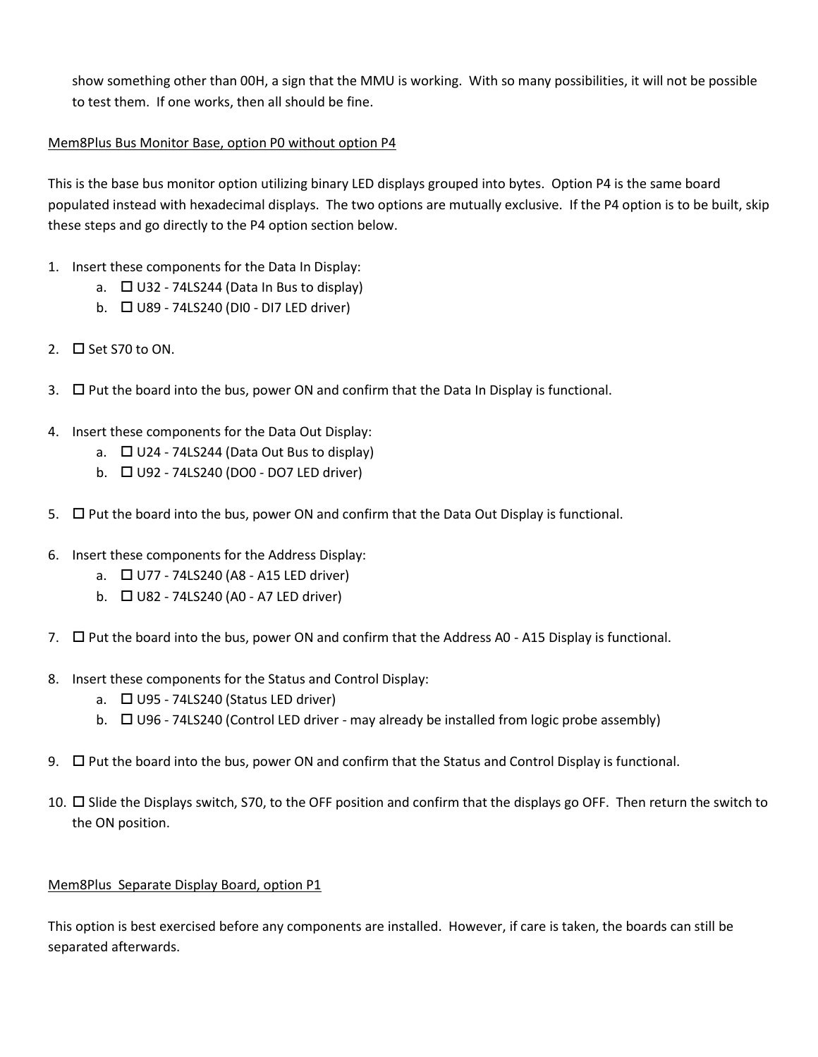show something other than 00H, a sign that the MMU is working. With so many possibilities, it will not be possible to test them. If one works, then all should be fine.

<u>Mem8Plus Bus Monitor Base, option P0 without option P4</u>

This is the base bus monitor option utilizing binary LED displays grouped into bytes. Option P4 is the same board populated instead with hexadecimal displays. The two options are mutually exclusive. If the P4 option is to be built, skip these steps and go directly to the P4 option section below.

1. Insert these components for the Data In Display:
   a. ☐ U32 - 74LS244 (Data In Bus to display)
   b. ☐ U89 - 74LS240 (DI0 - DI7 LED driver)

2. ☐ Set S70 to ON.

3. ☐ Put the board into the bus, power ON and confirm that the Data In Display is functional.

4. Insert these components for the Data Out Display:
   a. ☐ U24 - 74LS244 (Data Out Bus to display)
   b. ☐ U92 - 74LS240 (DO0 - DO7 LED driver)

5. ☐ Put the board into the bus, power ON and confirm that the Data Out Display is functional.

6. Insert these components for the Address Display:
   a. ☐ U77 - 74LS240 (A8 - A15 LED driver)
   b. ☐ U82 - 74LS240 (A0 - A7 LED driver)

7. ☐ Put the board into the bus, power ON and confirm that the Address A0 - A15 Display is functional.

8. Insert these components for the Status and Control Display:
   a. ☐ U95 - 74LS240 (Status LED driver)
   b. ☐ U96 - 74LS240 (Control LED driver - may already be installed from logic probe assembly)

9. ☐ Put the board into the bus, power ON and confirm that the Status and Control Display is functional.

10. ☐ Slide the Displays switch, S70, to the OFF position and confirm that the displays go OFF. Then return the switch to the ON position.

<u>Mem8Plus Separate Display Board, option P1</u>

This option is best exercised before any components are installed. However, if care is taken, the boards can still be separated afterwards.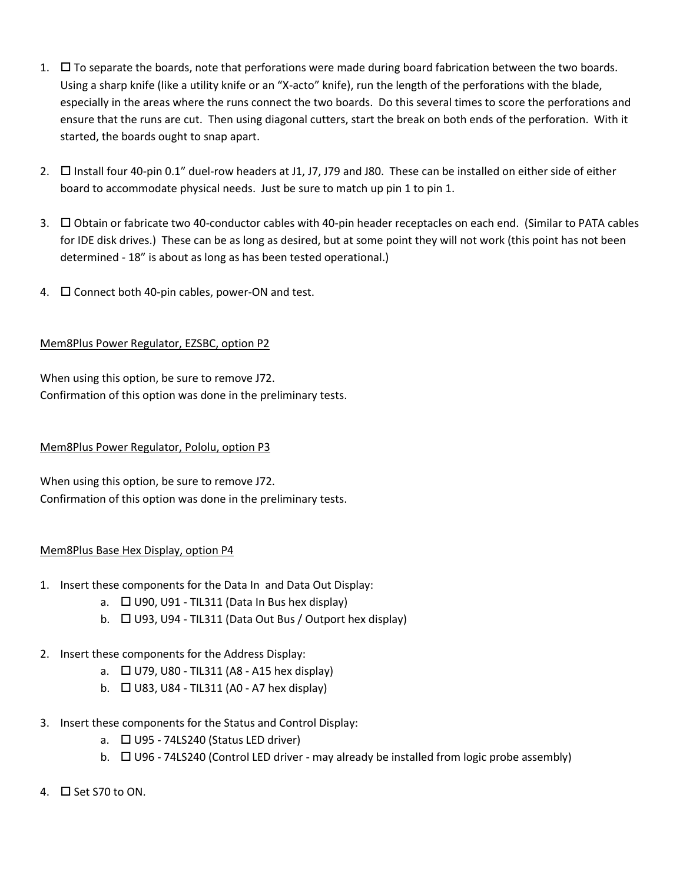1. ☐ To separate the boards, note that perforations were made during board fabrication between the two boards. Using a sharp knife (like a utility knife or an "X-acto" knife), run the length of the perforations with the blade, especially in the areas where the runs connect the two boards. Do this several times to score the perforations and ensure that the runs are cut. Then using diagonal cutters, start the break on both ends of the perforation. With it started, the boards ought to snap apart.

2. ☐ Install four 40-pin 0.1" duel-row headers at J1, J7, J79 and J80. These can be installed on either side of either board to accommodate physical needs. Just be sure to match up pin 1 to pin 1.

3. ☐ Obtain or fabricate two 40-conductor cables with 40-pin header receptacles on each end. (Similar to PATA cables for IDE disk drives.) These can be as long as desired, but at some point they will not work (this point has not been determined - 18" is about as long as has been tested operational.)

4. ☐ Connect both 40-pin cables, power-ON and test.

<u>Mem8Plus Power Regulator, EZSBC, option P2</u>

When using this option, be sure to remove J72.
Confirmation of this option was done in the preliminary tests.

<u>Mem8Plus Power Regulator, Pololu, option P3</u>

When using this option, be sure to remove J72.
Confirmation of this option was done in the preliminary tests.

<u>Mem8Plus Base Hex Display, option P4</u>

1. Insert these components for the Data In and Data Out Display:
   a. ☐ U90, U91 - TIL311 (Data In Bus hex display)
   b. ☐ U93, U94 - TIL311 (Data Out Bus / Outport hex display)

2. Insert these components for the Address Display:
   a. ☐ U79, U80 - TIL311 (A8 - A15 hex display)
   b. ☐ U83, U84 - TIL311 (A0 - A7 hex display)

3. Insert these components for the Status and Control Display:
   a. ☐ U95 - 74LS240 (Status LED driver)
   b. ☐ U96 - 74LS240 (Control LED driver - may already be installed from logic probe assembly)

4. ☐ Set S70 to ON.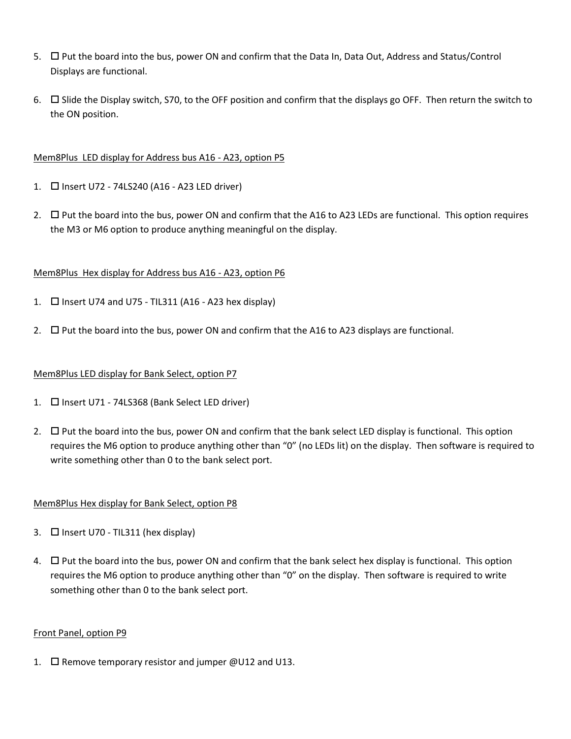5. ☐ Put the board into the bus, power ON and confirm that the Data In, Data Out, Address and Status/Control Displays are functional.

6. ☐ Slide the Display switch, S70, to the OFF position and confirm that the displays go OFF. Then return the switch to the ON position.

<u>Mem8Plus LED display for Address bus A16 - A23, option P5</u>

1. ☐ Insert U72 - 74LS240 (A16 - A23 LED driver)

2. ☐ Put the board into the bus, power ON and confirm that the A16 to A23 LEDs are functional. This option requires the M3 or M6 option to produce anything meaningful on the display.

<u>Mem8Plus Hex display for Address bus A16 - A23, option P6</u>

1. ☐ Insert U74 and U75 - TIL311 (A16 - A23 hex display)

2. ☐ Put the board into the bus, power ON and confirm that the A16 to A23 displays are functional.

<u>Mem8Plus LED display for Bank Select, option P7</u>

1. ☐ Insert U71 - 74LS368 (Bank Select LED driver)

2. ☐ Put the board into the bus, power ON and confirm that the bank select LED display is functional. This option requires the M6 option to produce anything other than "0" (no LEDs lit) on the display. Then software is required to write something other than 0 to the bank select port.

<u>Mem8Plus Hex display for Bank Select, option P8</u>

3. ☐ Insert U70 - TIL311 (hex display)

4. ☐ Put the board into the bus, power ON and confirm that the bank select hex display is functional. This option requires the M6 option to produce anything other than "0" on the display. Then software is required to write something other than 0 to the bank select port.

<u>Front Panel, option P9</u>

1. ☐ Remove temporary resistor and jumper @U12 and U13.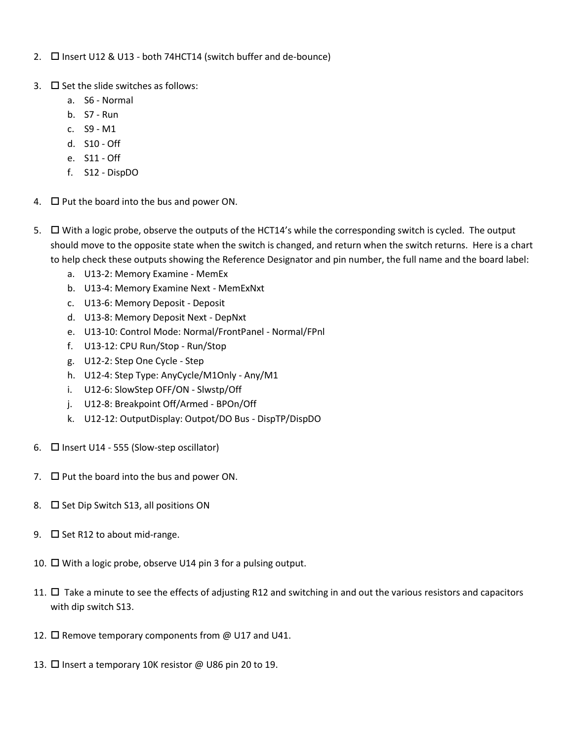2. ☐ Insert U12 & U13 - both 74HCT14 (switch buffer and de-bounce)

3. ☐ Set the slide switches as follows:
    a. S6 - Normal
    b. S7 - Run
    c. S9 - M1
    d. S10 - Off
    e. S11 - Off
    f. S12 - DispDO

4. ☐ Put the board into the bus and power ON.

5. ☐ With a logic probe, observe the outputs of the HCT14's while the corresponding switch is cycled. The output should move to the opposite state when the switch is changed, and return when the switch returns. Here is a chart to help check these outputs showing the Reference Designator and pin number, the full name and the board label:
    a. U13-2: Memory Examine - MemEx
    b. U13-4: Memory Examine Next - MemExNxt
    c. U13-6: Memory Deposit - Deposit
    d. U13-8: Memory Deposit Next - DepNxt
    e. U13-10: Control Mode: Normal/FrontPanel - Normal/FPnl
    f. U13-12: CPU Run/Stop - Run/Stop
    g. U12-2: Step One Cycle - Step
    h. U12-4: Step Type: AnyCycle/M1Only - Any/M1
    i. U12-6: SlowStep OFF/ON - Slwstp/Off
    j. U12-8: Breakpoint Off/Armed - BPOn/Off
    k. U12-12: OutputDisplay: Outpot/DO Bus - DispTP/DispDO

6. ☐ Insert U14 - 555 (Slow-step oscillator)

7. ☐ Put the board into the bus and power ON.

8. ☐ Set Dip Switch S13, all positions ON

9. ☐ Set R12 to about mid-range.

10. ☐ With a logic probe, observe U14 pin 3 for a pulsing output.

11. ☐ Take a minute to see the effects of adjusting R12 and switching in and out the various resistors and capacitors with dip switch S13.

12. ☐ Remove temporary components from @ U17 and U41.

13. ☐ Insert a temporary 10K resistor @ U86 pin 20 to 19.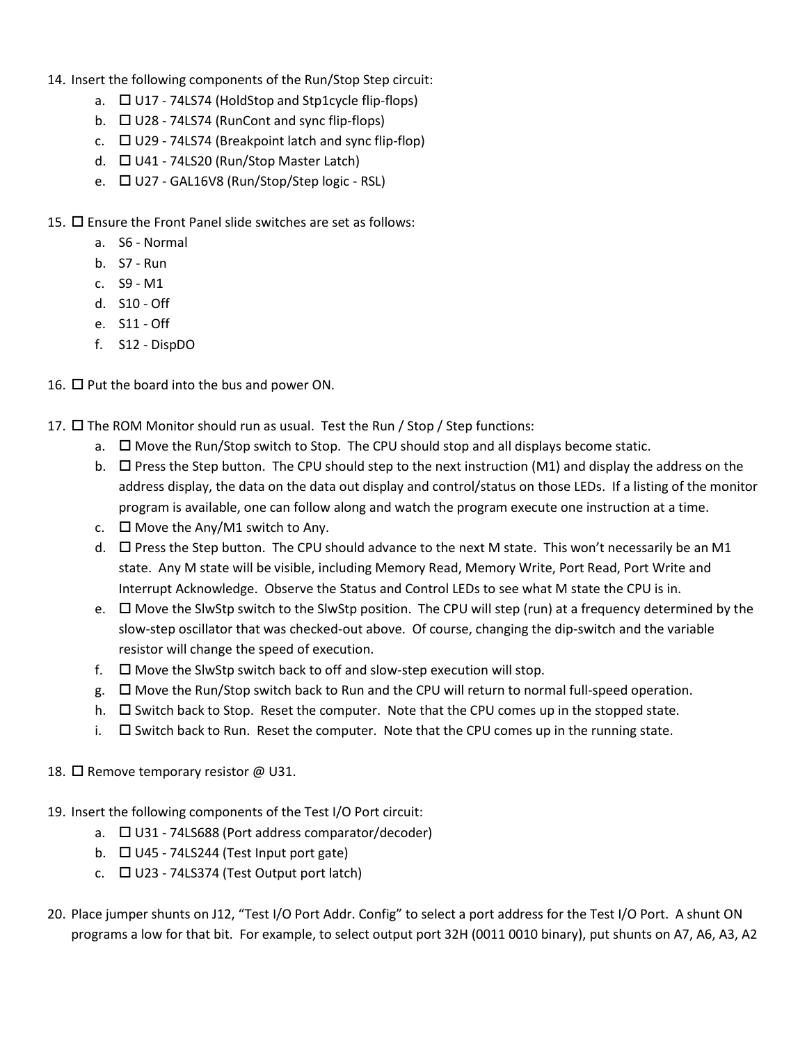14. Insert the following components of the Run/Stop Step circuit:
    a. ☐ U17 - 74LS74 (HoldStop and Stp1cycle flip-flops)
    b. ☐ U28 - 74LS74 (RunCont and sync flip-flops)
    c. ☐ U29 - 74LS74 (Breakpoint latch and sync flip-flop)
    d. ☐ U41 - 74LS20 (Run/Stop Master Latch)
    e. ☐ U27 - GAL16V8 (Run/Stop/Step logic - RSL)

15. ☐ Ensure the Front Panel slide switches are set as follows:
    a. S6 - Normal
    b. S7 - Run
    c. S9 - M1
    d. S10 - Off
    e. S11 - Off
    f. S12 - DispDO

16. ☐ Put the board into the bus and power ON.

17. ☐ The ROM Monitor should run as usual. Test the Run / Stop / Step functions:
    a. ☐ Move the Run/Stop switch to Stop. The CPU should stop and all displays become static.
    b. ☐ Press the Step button. The CPU should step to the next instruction (M1) and display the address on the address display, the data on the data out display and control/status on those LEDs. If a listing of the monitor program is available, one can follow along and watch the program execute one instruction at a time.
    c. ☐ Move the Any/M1 switch to Any.
    d. ☐ Press the Step button. The CPU should advance to the next M state. This won't necessarily be an M1 state. Any M state will be visible, including Memory Read, Memory Write, Port Read, Port Write and Interrupt Acknowledge. Observe the Status and Control LEDs to see what M state the CPU is in.
    e. ☐ Move the SlwStp switch to the SlwStp position. The CPU will step (run) at a frequency determined by the slow-step oscillator that was checked-out above. Of course, changing the dip-switch and the variable resistor will change the speed of execution.
    f. ☐ Move the SlwStp switch back to off and slow-step execution will stop.
    g. ☐ Move the Run/Stop switch back to Run and the CPU will return to normal full-speed operation.
    h. ☐ Switch back to Stop. Reset the computer. Note that the CPU comes up in the stopped state.
    i. ☐ Switch back to Run. Reset the computer. Note that the CPU comes up in the running state.

18. ☐ Remove temporary resistor @ U31.

19. Insert the following components of the Test I/O Port circuit:
    a. ☐ U31 - 74LS688 (Port address comparator/decoder)
    b. ☐ U45 - 74LS244 (Test Input port gate)
    c. ☐ U23 - 74LS374 (Test Output port latch)

20. Place jumper shunts on J12, "Test I/O Port Addr. Config" to select a port address for the Test I/O Port. A shunt ON programs a low for that bit. For example, to select output port 32H (0011 0010 binary), put shunts on A7, A6, A3, A2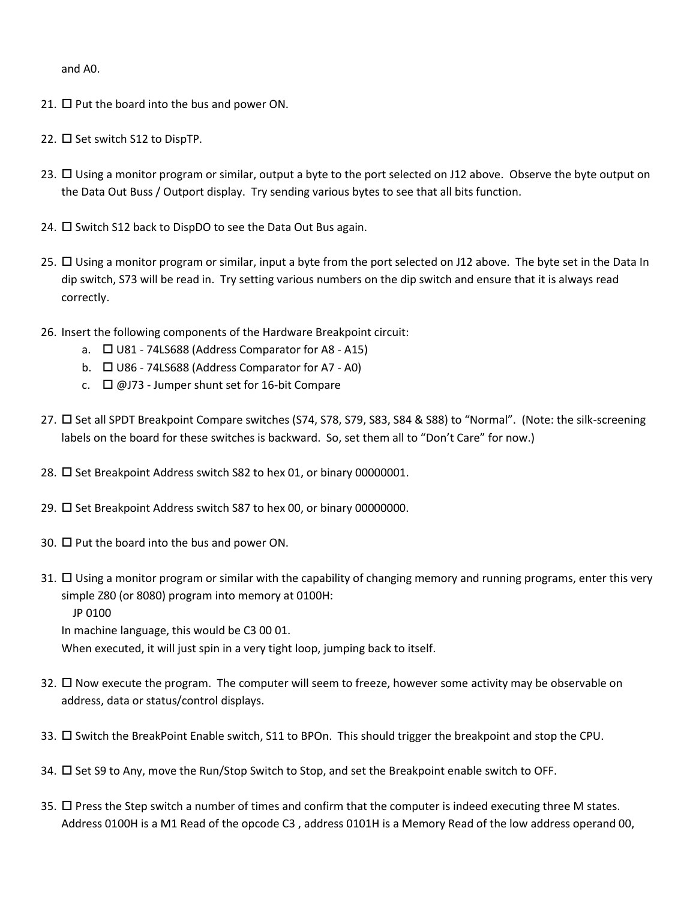and A0.

21. ☐ Put the board into the bus and power ON.

22. ☐ Set switch S12 to DispTP.

23. ☐ Using a monitor program or similar, output a byte to the port selected on J12 above. Observe the byte output on the Data Out Buss / Outport display. Try sending various bytes to see that all bits function.

24. ☐ Switch S12 back to DispDO to see the Data Out Bus again.

25. ☐ Using a monitor program or similar, input a byte from the port selected on J12 above. The byte set in the Data In dip switch, S73 will be read in. Try setting various numbers on the dip switch and ensure that it is always read correctly.

26. Insert the following components of the Hardware Breakpoint circuit:
    a. ☐ U81 - 74LS688 (Address Comparator for A8 - A15)
    b. ☐ U86 - 74LS688 (Address Comparator for A7 - A0)
    c. ☐ @J73 - Jumper shunt set for 16-bit Compare

27. ☐ Set all SPDT Breakpoint Compare switches (S74, S78, S79, S83, S84 & S88) to "Normal". (Note: the silk-screening labels on the board for these switches is backward. So, set them all to "Don't Care" for now.)

28. ☐ Set Breakpoint Address switch S82 to hex 01, or binary 00000001.

29. ☐ Set Breakpoint Address switch S87 to hex 00, or binary 00000000.

30. ☐ Put the board into the bus and power ON.

31. ☐ Using a monitor program or similar with the capability of changing memory and running programs, enter this very simple Z80 (or 8080) program into memory at 0100H:
    JP 0100
    In machine language, this would be C3 00 01.
    When executed, it will just spin in a very tight loop, jumping back to itself.

32. ☐ Now execute the program. The computer will seem to freeze, however some activity may be observable on address, data or status/control displays.

33. ☐ Switch the BreakPoint Enable switch, S11 to BPOn. This should trigger the breakpoint and stop the CPU.

34. ☐ Set S9 to Any, move the Run/Stop Switch to Stop, and set the Breakpoint enable switch to OFF.

35. ☐ Press the Step switch a number of times and confirm that the computer is indeed executing three M states. Address 0100H is a M1 Read of the opcode C3 , address 0101H is a Memory Read of the low address operand 00,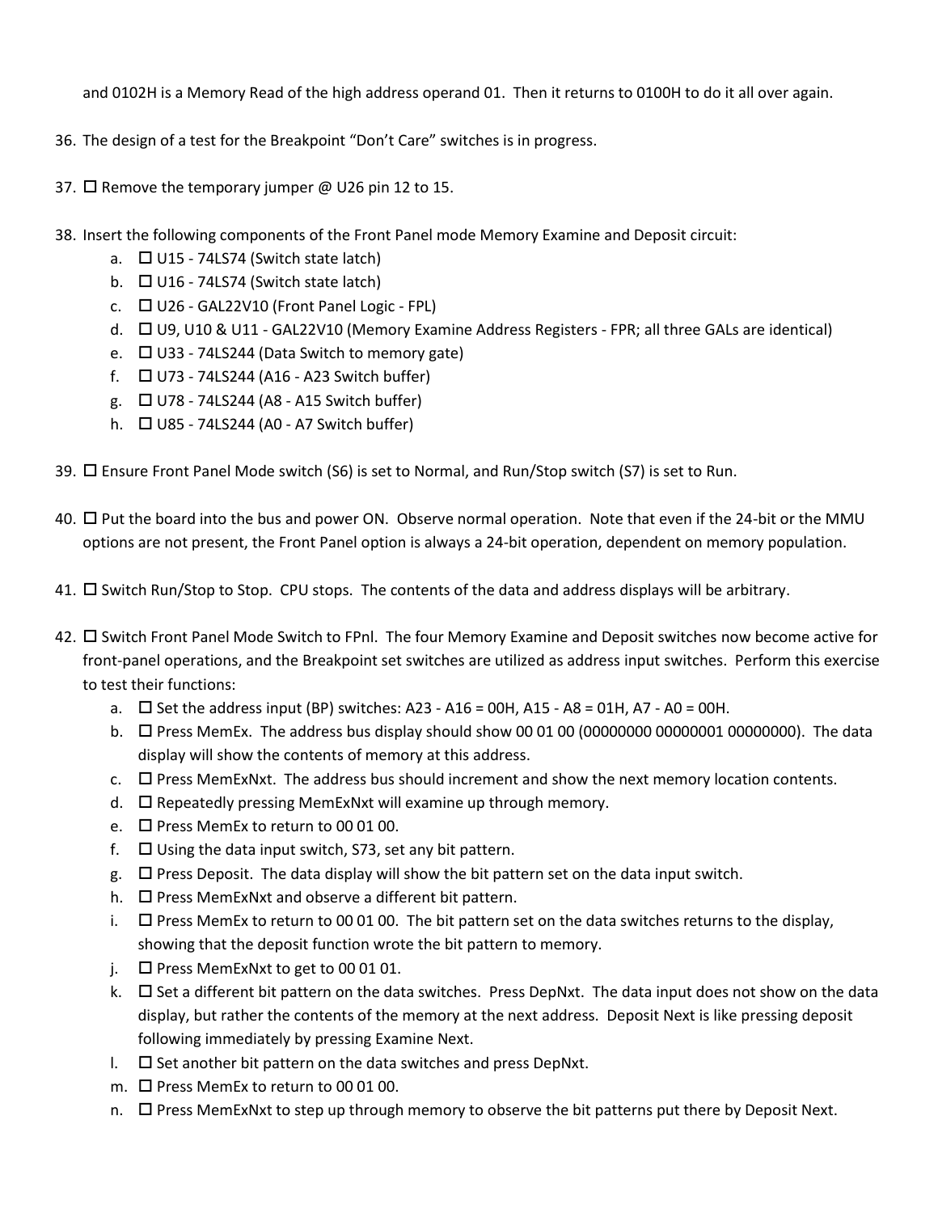and 0102H is a Memory Read of the high address operand 01. Then it returns to 0100H to do it all over again.

36. The design of a test for the Breakpoint "Don't Care" switches is in progress.

37. ☐ Remove the temporary jumper @ U26 pin 12 to 15.

38. Insert the following components of the Front Panel mode Memory Examine and Deposit circuit:
    a. ☐ U15 - 74LS74 (Switch state latch)
    b. ☐ U16 - 74LS74 (Switch state latch)
    c. ☐ U26 - GAL22V10 (Front Panel Logic - FPL)
    d. ☐ U9, U10 & U11 - GAL22V10 (Memory Examine Address Registers - FPR; all three GALs are identical)
    e. ☐ U33 - 74LS244 (Data Switch to memory gate)
    f. ☐ U73 - 74LS244 (A16 - A23 Switch buffer)
    g. ☐ U78 - 74LS244 (A8 - A15 Switch buffer)
    h. ☐ U85 - 74LS244 (A0 - A7 Switch buffer)

39. ☐ Ensure Front Panel Mode switch (S6) is set to Normal, and Run/Stop switch (S7) is set to Run.

40. ☐ Put the board into the bus and power ON. Observe normal operation. Note that even if the 24-bit or the MMU options are not present, the Front Panel option is always a 24-bit operation, dependent on memory population.

41. ☐ Switch Run/Stop to Stop. CPU stops. The contents of the data and address displays will be arbitrary.

42. ☐ Switch Front Panel Mode Switch to FPnl. The four Memory Examine and Deposit switches now become active for front-panel operations, and the Breakpoint set switches are utilized as address input switches. Perform this exercise to test their functions:
    a. ☐ Set the address input (BP) switches: A23 - A16 = 00H, A15 - A8 = 01H, A7 - A0 = 00H.
    b. ☐ Press MemEx. The address bus display should show 00 01 00 (00000000 00000001 00000000). The data display will show the contents of memory at this address.
    c. ☐ Press MemExNxt. The address bus should increment and show the next memory location contents.
    d. ☐ Repeatedly pressing MemExNxt will examine up through memory.
    e. ☐ Press MemEx to return to 00 01 00.
    f. ☐ Using the data input switch, S73, set any bit pattern.
    g. ☐ Press Deposit. The data display will show the bit pattern set on the data input switch.
    h. ☐ Press MemExNxt and observe a different bit pattern.
    i. ☐ Press MemEx to return to 00 01 00. The bit pattern set on the data switches returns to the display, showing that the deposit function wrote the bit pattern to memory.
    j. ☐ Press MemExNxt to get to 00 01 01.
    k. ☐ Set a different bit pattern on the data switches. Press DepNxt. The data input does not show on the data display, but rather the contents of the memory at the next address. Deposit Next is like pressing deposit following immediately by pressing Examine Next.
    l. ☐ Set another bit pattern on the data switches and press DepNxt.
    m. ☐ Press MemEx to return to 00 01 00.
    n. ☐ Press MemExNxt to step up through memory to observe the bit patterns put there by Deposit Next.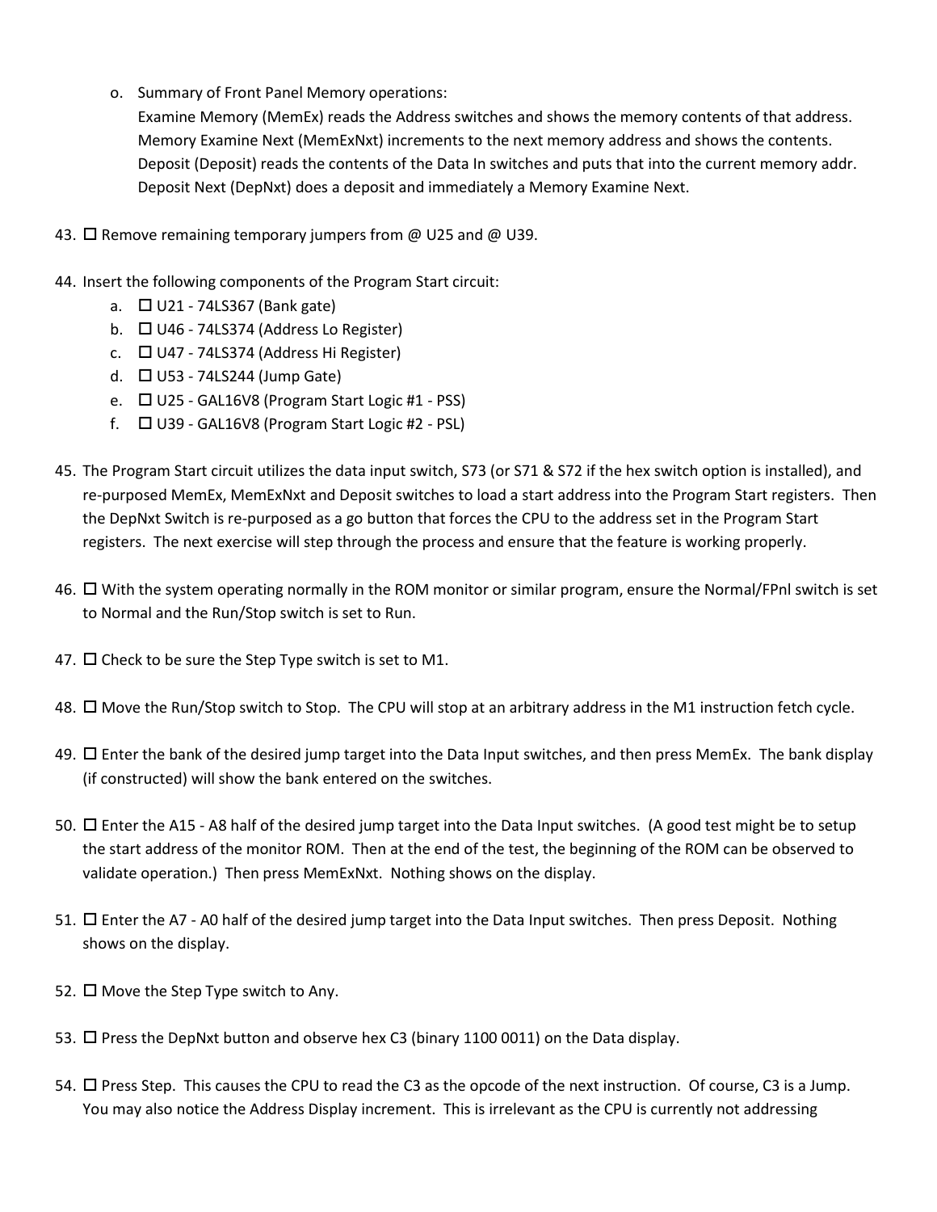o. Summary of Front Panel Memory operations:
   Examine Memory (MemEx) reads the Address switches and shows the memory contents of that address.
   Memory Examine Next (MemExNxt) increments to the next memory address and shows the contents.
   Deposit (Deposit) reads the contents of the Data In switches and puts that into the current memory addr.
   Deposit Next (DepNxt) does a deposit and immediately a Memory Examine Next.

43. ☐ Remove remaining temporary jumpers from @ U25 and @ U39.

44. Insert the following components of the Program Start circuit:
    a. ☐ U21 - 74LS367 (Bank gate)
    b. ☐ U46 - 74LS374 (Address Lo Register)
    c. ☐ U47 - 74LS374 (Address Hi Register)
    d. ☐ U53 - 74LS244 (Jump Gate)
    e. ☐ U25 - GAL16V8 (Program Start Logic #1 - PSS)
    f. ☐ U39 - GAL16V8 (Program Start Logic #2 - PSL)

45. The Program Start circuit utilizes the data input switch, S73 (or S71 & S72 if the hex switch option is installed), and re-purposed MemEx, MemExNxt and Deposit switches to load a start address into the Program Start registers. Then the DepNxt Switch is re-purposed as a go button that forces the CPU to the address set in the Program Start registers. The next exercise will step through the process and ensure that the feature is working properly.

46. ☐ With the system operating normally in the ROM monitor or similar program, ensure the Normal/FPnl switch is set to Normal and the Run/Stop switch is set to Run.

47. ☐ Check to be sure the Step Type switch is set to M1.

48. ☐ Move the Run/Stop switch to Stop. The CPU will stop at an arbitrary address in the M1 instruction fetch cycle.

49. ☐ Enter the bank of the desired jump target into the Data Input switches, and then press MemEx. The bank display (if constructed) will show the bank entered on the switches.

50. ☐ Enter the A15 - A8 half of the desired jump target into the Data Input switches. (A good test might be to setup the start address of the monitor ROM. Then at the end of the test, the beginning of the ROM can be observed to validate operation.) Then press MemExNxt. Nothing shows on the display.

51. ☐ Enter the A7 - A0 half of the desired jump target into the Data Input switches. Then press Deposit. Nothing shows on the display.

52. ☐ Move the Step Type switch to Any.

53. ☐ Press the DepNxt button and observe hex C3 (binary 1100 0011) on the Data display.

54. ☐ Press Step. This causes the CPU to read the C3 as the opcode of the next instruction. Of course, C3 is a Jump. You may also notice the Address Display increment. This is irrelevant as the CPU is currently not addressing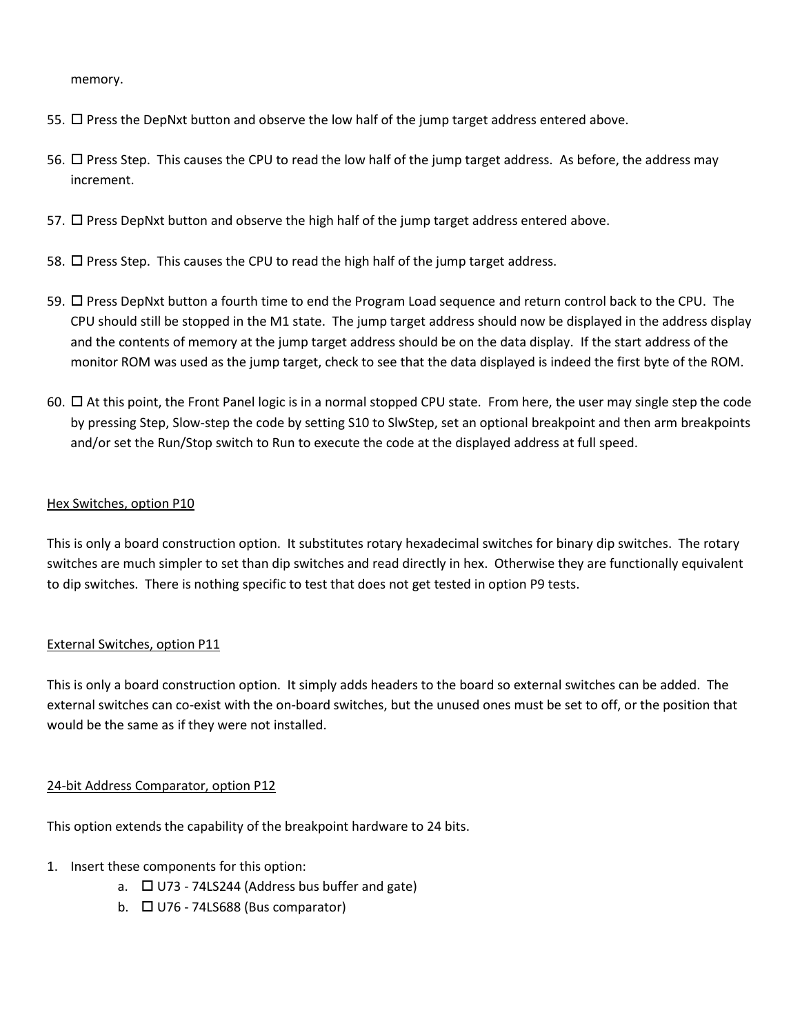memory.

55. ☐ Press the DepNxt button and observe the low half of the jump target address entered above.

56. ☐ Press Step. This causes the CPU to read the low half of the jump target address. As before, the address may increment.

57. ☐ Press DepNxt button and observe the high half of the jump target address entered above.

58. ☐ Press Step. This causes the CPU to read the high half of the jump target address.

59. ☐ Press DepNxt button a fourth time to end the Program Load sequence and return control back to the CPU. The CPU should still be stopped in the M1 state. The jump target address should now be displayed in the address display and the contents of memory at the jump target address should be on the data display. If the start address of the monitor ROM was used as the jump target, check to see that the data displayed is indeed the first byte of the ROM.

60. ☐ At this point, the Front Panel logic is in a normal stopped CPU state. From here, the user may single step the code by pressing Step, Slow-step the code by setting S10 to SlwStep, set an optional breakpoint and then arm breakpoints and/or set the Run/Stop switch to Run to execute the code at the displayed address at full speed.

## Hex Switches, option P10

This is only a board construction option. It substitutes rotary hexadecimal switches for binary dip switches. The rotary switches are much simpler to set than dip switches and read directly in hex. Otherwise they are functionally equivalent to dip switches. There is nothing specific to test that does not get tested in option P9 tests.

## External Switches, option P11

This is only a board construction option. It simply adds headers to the board so external switches can be added. The external switches can co-exist with the on-board switches, but the unused ones must be set to off, or the position that would be the same as if they were not installed.

## 24-bit Address Comparator, option P12

This option extends the capability of the breakpoint hardware to 24 bits.

1. Insert these components for this option:
    a. ☐ U73 - 74LS244 (Address bus buffer and gate)
    b. ☐ U76 - 74LS688 (Bus comparator)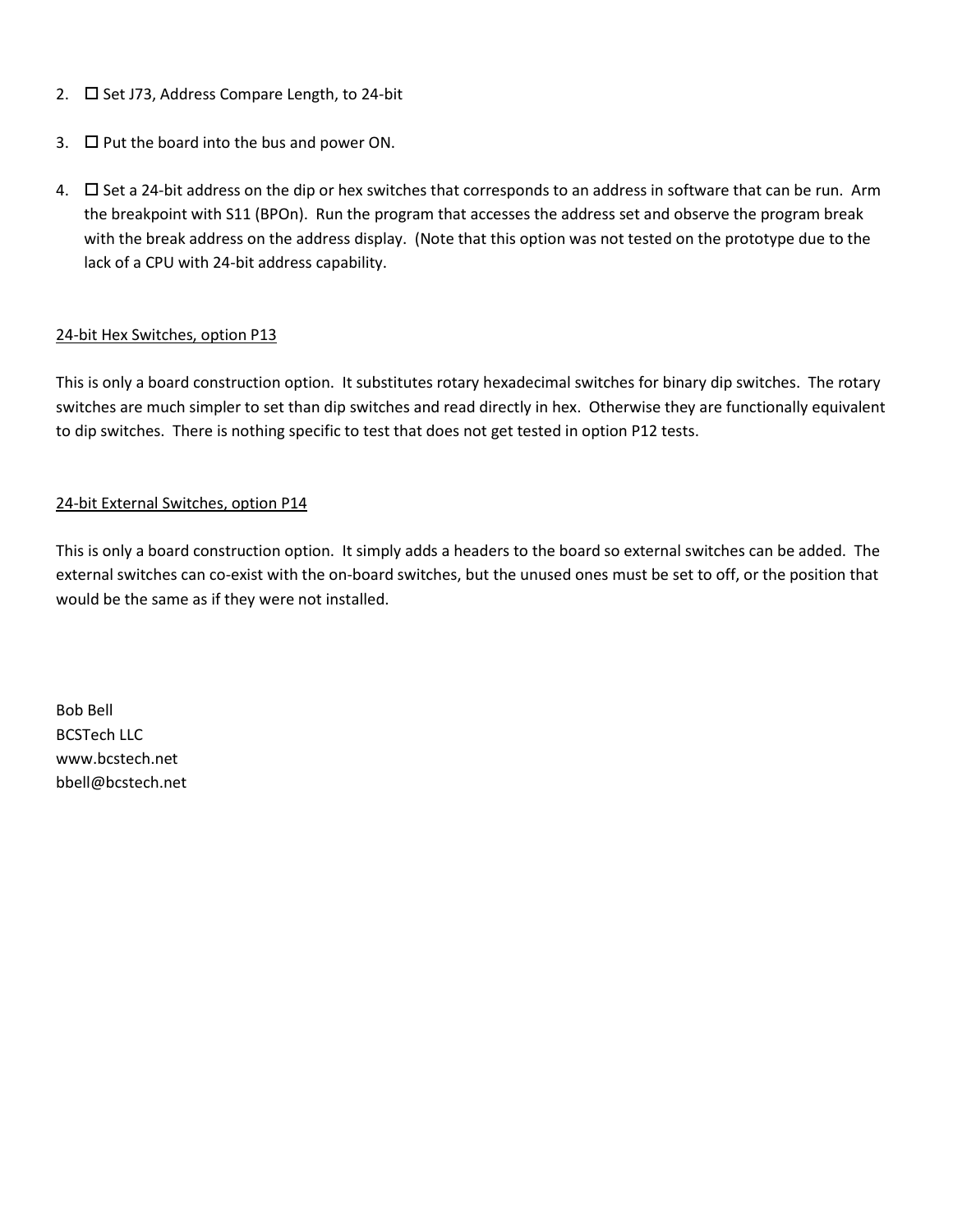2. ☐ Set J73, Address Compare Length, to 24-bit

3. ☐ Put the board into the bus and power ON.

4. ☐ Set a 24-bit address on the dip or hex switches that corresponds to an address in software that can be run. Arm the breakpoint with S11 (BPOn). Run the program that accesses the address set and observe the program break with the break address on the address display. (Note that this option was not tested on the prototype due to the lack of a CPU with 24-bit address capability.

<u>24-bit Hex Switches, option P13</u>

This is only a board construction option. It substitutes rotary hexadecimal switches for binary dip switches. The rotary switches are much simpler to set than dip switches and read directly in hex. Otherwise they are functionally equivalent to dip switches. There is nothing specific to test that does not get tested in option P12 tests.

<u>24-bit External Switches, option P14</u>

This is only a board construction option. It simply adds a headers to the board so external switches can be added. The external switches can co-exist with the on-board switches, but the unused ones must be set to off, or the position that would be the same as if they were not installed.

Bob Bell
BCSTech LLC
www.bcstech.net
bbell@bcstech.net